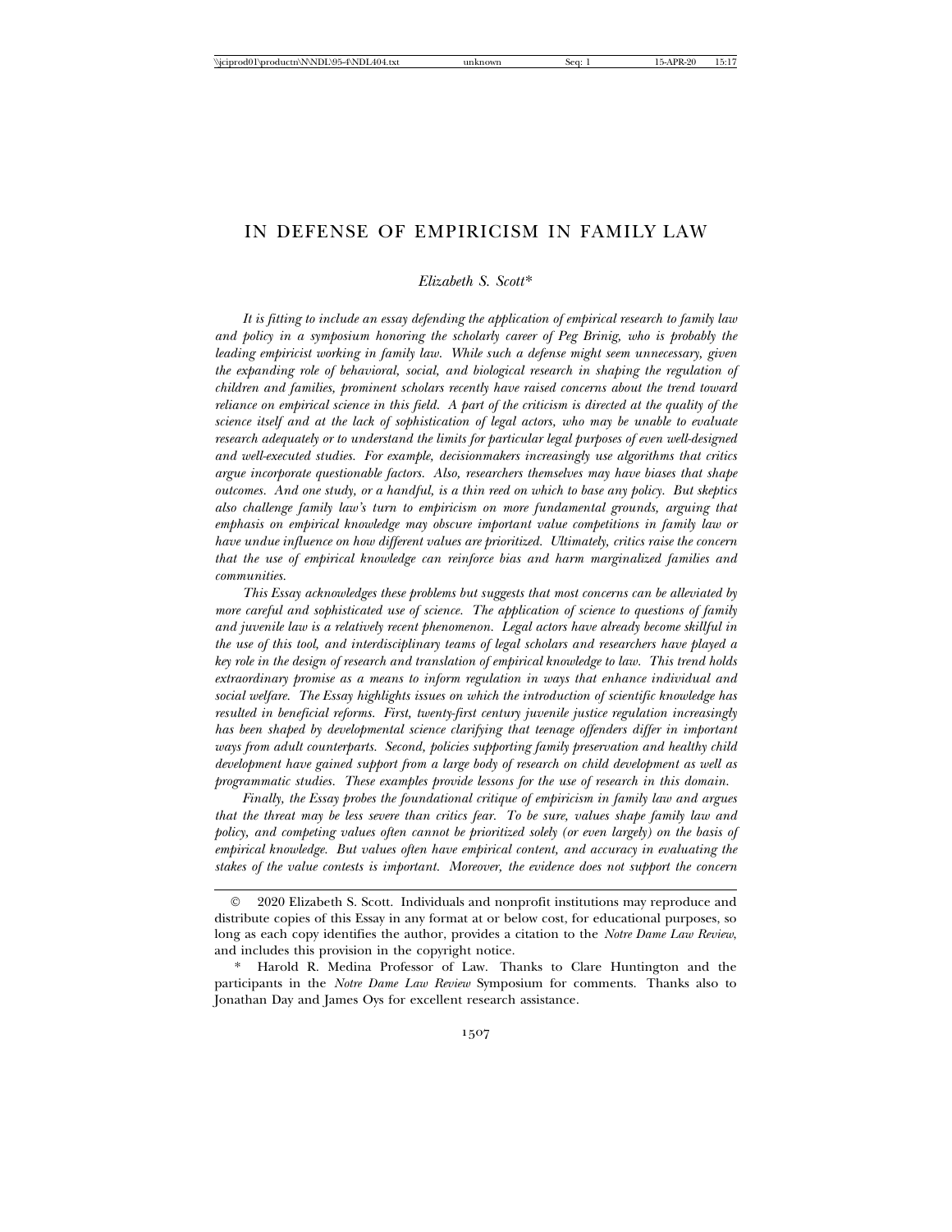# IN DEFENSE OF EMPIRICISM IN FAMILY LAW

*Elizabeth S. Scott\**

*It is fitting to include an essay defending the application of empirical research to family law and policy in a symposium honoring the scholarly career of Peg Brinig, who is probably the leading empiricist working in family law. While such a defense might seem unnecessary, given the expanding role of behavioral, social, and biological research in shaping the regulation of children and families, prominent scholars recently have raised concerns about the trend toward reliance on empirical science in this field. A part of the criticism is directed at the quality of the science itself and at the lack of sophistication of legal actors, who may be unable to evaluate research adequately or to understand the limits for particular legal purposes of even well-designed and well-executed studies. For example, decisionmakers increasingly use algorithms that critics argue incorporate questionable factors. Also, researchers themselves may have biases that shape outcomes. And one study, or a handful, is a thin reed on which to base any policy. But skeptics also challenge family law's turn to empiricism on more fundamental grounds, arguing that emphasis on empirical knowledge may obscure important value competitions in family law or have undue influence on how different values are prioritized. Ultimately, critics raise the concern that the use of empirical knowledge can reinforce bias and harm marginalized families and communities.*

*This Essay acknowledges these problems but suggests that most concerns can be alleviated by more careful and sophisticated use of science. The application of science to questions of family and juvenile law is a relatively recent phenomenon. Legal actors have already become skillful in the use of this tool, and interdisciplinary teams of legal scholars and researchers have played a key role in the design of research and translation of empirical knowledge to law. This trend holds extraordinary promise as a means to inform regulation in ways that enhance individual and social welfare. The Essay highlights issues on which the introduction of scientific knowledge has resulted in beneficial reforms. First, twenty-first century juvenile justice regulation increasingly has been shaped by developmental science clarifying that teenage offenders differ in important ways from adult counterparts. Second, policies supporting family preservation and healthy child development have gained support from a large body of research on child development as well as programmatic studies. These examples provide lessons for the use of research in this domain.*

*Finally, the Essay probes the foundational critique of empiricism in family law and argues that the threat may be less severe than critics fear. To be sure, values shape family law and policy, and competing values often cannot be prioritized solely (or even largely) on the basis of empirical knowledge. But values often have empirical content, and accuracy in evaluating the stakes of the value contests is important. Moreover, the evidence does not support the concern*

---

© 2020 Elizabeth S. Scott. Individuals and nonprofit institutions may reproduce and distribute copies of this Essay in any format at or below cost, for educational purposes, so long as each copy identifies the author, provides a citation to the *Notre Dame Law Review*, and includes this provision in the copyright notice.

\* Harold R. Medina Professor of Law. Thanks to Clare Huntington and the participants in the *Notre Dame Law Review* Symposium for comments. Thanks also to Jonathan Day and James Oys for excellent research assistance.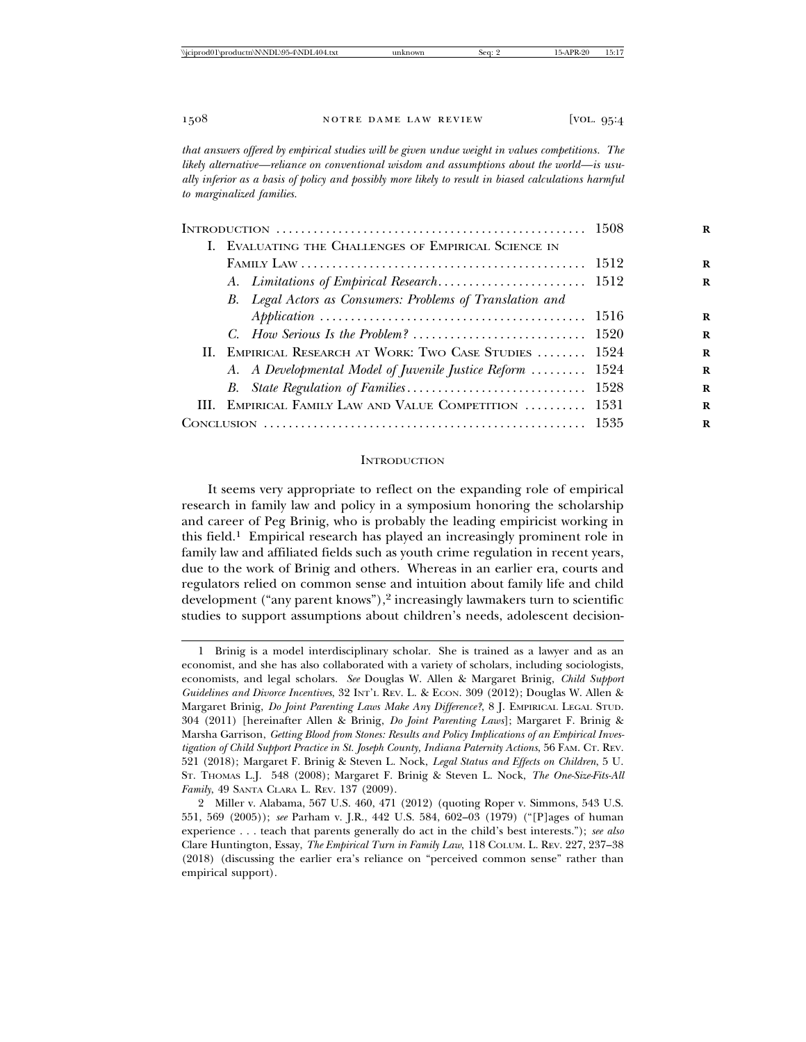*that answers offered by empirical studies will be given undue weight in values competitions. The likely alternative—reliance on conventional wisdom and assumptions about the world—is usually inferior as a basis of policy and possibly more likely to result in biased calculations harmful to marginalized families.*

| | |
|---|---|
| INTRODUCTION | 1508 |
| I. EVALUATING THE CHALLENGES OF EMPIRICAL SCIENCE IN FAMILY LAW | 1512 |
| A. *Limitations of Empirical Research* | 1512 |
| B. *Legal Actors as Consumers: Problems of Translation and Application* | 1516 |
| C. *How Serious Is the Problem?* | 1520 |
| II. EMPIRICAL RESEARCH AT WORK: TWO CASE STUDIES | 1524 |
| A. *A Developmental Model of Juvenile Justice Reform* | 1524 |
| B. *State Regulation of Families* | 1528 |
| III. EMPIRICAL FAMILY LAW AND VALUE COMPETITION | 1531 |
| CONCLUSION | 1535 |

## INTRODUCTION

It seems very appropriate to reflect on the expanding role of empirical research in family law and policy in a symposium honoring the scholarship and career of Peg Brinig, who is probably the leading empiricist working in this field.[1] Empirical research has played an increasingly prominent role in family law and affiliated fields such as youth crime regulation in recent years, due to the work of Brinig and others. Whereas in an earlier era, courts and regulators relied on common sense and intuition about family life and child development ("any parent knows"),[2] increasingly lawmakers turn to scientific studies to support assumptions about children's needs, adolescent decision-

---

1 Brinig is a model interdisciplinary scholar. She is trained as a lawyer and as an economist, and she has also collaborated with a variety of scholars, including sociologists, economists, and legal scholars. *See* Douglas W. Allen & Margaret Brinig, *Child Support Guidelines and Divorce Incentives*, 32 INT'L REV. L. & ECON. 309 (2012); Douglas W. Allen & Margaret Brinig, *Do Joint Parenting Laws Make Any Difference?*, 8 J. EMPIRICAL LEGAL STUD. 304 (2011) [hereinafter Allen & Brinig, *Do Joint Parenting Laws*]; Margaret F. Brinig & Marsha Garrison, *Getting Blood from Stones: Results and Policy Implications of an Empirical Investigation of Child Support Practice in St. Joseph County, Indiana Paternity Actions*, 56 FAM. CT. REV. 521 (2018); Margaret F. Brinig & Steven L. Nock, *Legal Status and Effects on Children*, 5 U. ST. THOMAS L.J. 548 (2008); Margaret F. Brinig & Steven L. Nock, *The One-Size-Fits-All Family*, 49 SANTA CLARA L. REV. 137 (2009).

2 Miller v. Alabama, 567 U.S. 460, 471 (2012) (quoting Roper v. Simmons, 543 U.S. 551, 569 (2005)); *see* Parham v. J.R., 442 U.S. 584, 602–03 (1979) ("[P]ages of human experience . . . teach that parents generally do act in the child's best interests."); *see also* Clare Huntington, Essay, *The Empirical Turn in Family Law*, 118 COLUM. L. REV. 227, 237–38 (2018) (discussing the earlier era's reliance on "perceived common sense" rather than empirical support).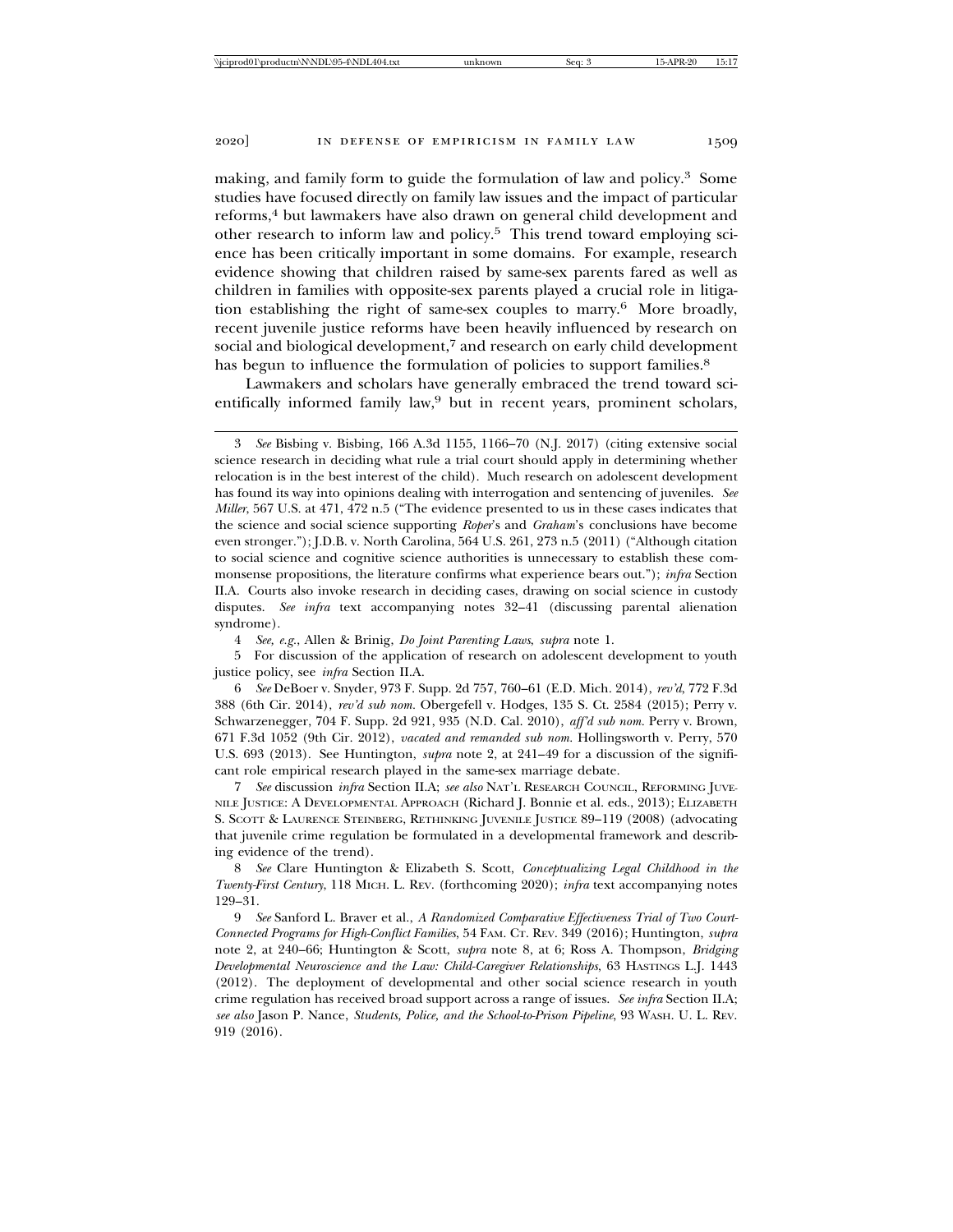making, and family form to guide the formulation of law and policy.[3] Some studies have focused directly on family law issues and the impact of particular reforms,[4] but lawmakers have also drawn on general child development and other research to inform law and policy.[5] This trend toward employing science has been critically important in some domains. For example, research evidence showing that children raised by same-sex parents fared as well as children in families with opposite-sex parents played a crucial role in litigation establishing the right of same-sex couples to marry.[6] More broadly, recent juvenile justice reforms have been heavily influenced by research on social and biological development,[7] and research on early child development has begun to influence the formulation of policies to support families.[8]

Lawmakers and scholars have generally embraced the trend toward scientifically informed family law,[9] but in recent years, prominent scholars,

---

3 *See* Bisbing v. Bisbing, 166 A.3d 1155, 1166–70 (N.J. 2017) (citing extensive social science research in deciding what rule a trial court should apply in determining whether relocation is in the best interest of the child). Much research on adolescent development has found its way into opinions dealing with interrogation and sentencing of juveniles. *See Miller*, 567 U.S. at 471, 472 n.5 ("The evidence presented to us in these cases indicates that the science and social science supporting *Roper*'s and *Graham*'s conclusions have become even stronger."); J.D.B. v. North Carolina, 564 U.S. 261, 273 n.5 (2011) ("Although citation to social science and cognitive science authorities is unnecessary to establish these commonsense propositions, the literature confirms what experience bears out."); *infra* Section II.A. Courts also invoke research in deciding cases, drawing on social science in custody disputes. *See infra* text accompanying notes 32–41 (discussing parental alienation syndrome).

4 *See, e.g.*, Allen & Brinig, *Do Joint Parenting Laws*, *supra* note 1.

5 For discussion of the application of research on adolescent development to youth justice policy, see *infra* Section II.A.

6 *See* DeBoer v. Snyder, 973 F. Supp. 2d 757, 760–61 (E.D. Mich. 2014), *rev'd*, 772 F.3d 388 (6th Cir. 2014), *rev'd sub nom.* Obergefell v. Hodges, 135 S. Ct. 2584 (2015); Perry v. Schwarzenegger, 704 F. Supp. 2d 921, 935 (N.D. Cal. 2010), *aff'd sub nom.* Perry v. Brown, 671 F.3d 1052 (9th Cir. 2012), *vacated and remanded sub nom.* Hollingsworth v. Perry, 570 U.S. 693 (2013). See Huntington, *supra* note 2, at 241–49 for a discussion of the significant role empirical research played in the same-sex marriage debate.

7 *See* discussion *infra* Section II.A; *see also* NAT'L RESEARCH COUNCIL, REFORMING JUVENILE JUSTICE: A DEVELOPMENTAL APPROACH (Richard J. Bonnie et al. eds., 2013); ELIZABETH S. SCOTT & LAURENCE STEINBERG, RETHINKING JUVENILE JUSTICE 89–119 (2008) (advocating that juvenile crime regulation be formulated in a developmental framework and describing evidence of the trend).

8 *See* Clare Huntington & Elizabeth S. Scott, *Conceptualizing Legal Childhood in the Twenty-First Century*, 118 MICH. L. REV. (forthcoming 2020); *infra* text accompanying notes 129–31.

9 *See* Sanford L. Braver et al., *A Randomized Comparative Effectiveness Trial of Two Court-Connected Programs for High-Conflict Families*, 54 FAM. CT. REV. 349 (2016); Huntington, *supra* note 2, at 240–66; Huntington & Scott, *supra* note 8, at 6; Ross A. Thompson, *Bridging Developmental Neuroscience and the Law: Child-Caregiver Relationships*, 63 HASTINGS L.J. 1443 (2012). The deployment of developmental and other social science research in youth crime regulation has received broad support across a range of issues. *See infra* Section II.A; *see also* Jason P. Nance, *Students, Police, and the School-to-Prison Pipeline*, 93 WASH. U. L. REV. 919 (2016).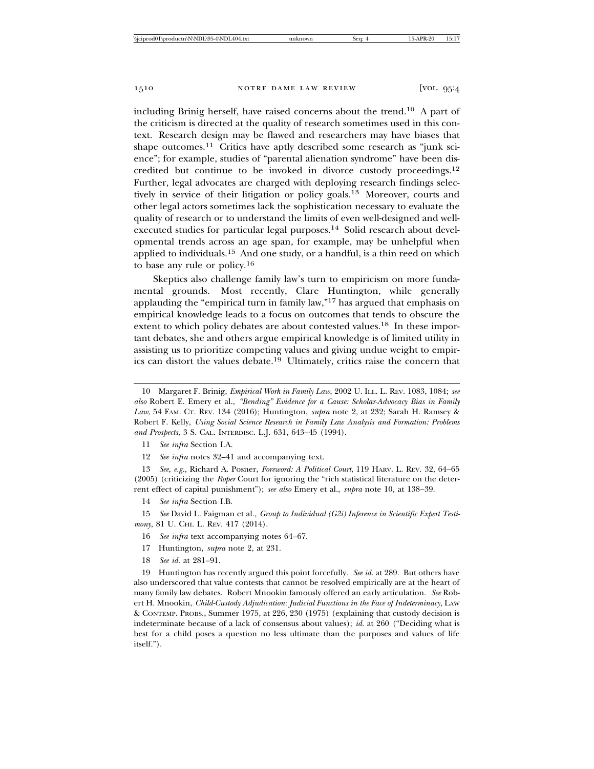including Brinig herself, have raised concerns about the trend.[10] A part of the criticism is directed at the quality of research sometimes used in this context. Research design may be flawed and researchers may have biases that shape outcomes.[11] Critics have aptly described some research as "junk science"; for example, studies of "parental alienation syndrome" have been discredited but continue to be invoked in divorce custody proceedings.[12] Further, legal advocates are charged with deploying research findings selectively in service of their litigation or policy goals.[13] Moreover, courts and other legal actors sometimes lack the sophistication necessary to evaluate the quality of research or to understand the limits of even well-designed and well-executed studies for particular legal purposes.[14] Solid research about developmental trends across an age span, for example, may be unhelpful when applied to individuals.[15] And one study, or a handful, is a thin reed on which to base any rule or policy.[16]

Skeptics also challenge family law's turn to empiricism on more fundamental grounds. Most recently, Clare Huntington, while generally applauding the "empirical turn in family law,"[17] has argued that emphasis on empirical knowledge leads to a focus on outcomes that tends to obscure the extent to which policy debates are about contested values.[18] In these important debates, she and others argue empirical knowledge is of limited utility in assisting us to prioritize competing values and giving undue weight to empirics can distort the values debate.[19] Ultimately, critics raise the concern that

---

10 Margaret F. Brinig, *Empirical Work in Family Law*, 2002 U. ILL. L. REV. 1083, 1084; *see also* Robert E. Emery et al., *"Bending" Evidence for a Cause: Scholar-Advocacy Bias in Family Law*, 54 FAM. CT. REV. 134 (2016); Huntington, *supra* note 2, at 232; Sarah H. Ramsey & Robert F. Kelly, *Using Social Science Research in Family Law Analysis and Formation: Problems and Prospects*, 3 S. CAL. INTERDISC. L.J. 631, 643–45 (1994).

11 *See infra* Section I.A.

12 *See infra* notes 32–41 and accompanying text.

13 *See, e.g.*, Richard A. Posner, *Foreword: A Political Court*, 119 HARV. L. REV. 32, 64–65 (2005) (criticizing the *Roper* Court for ignoring the "rich statistical literature on the deterrent effect of capital punishment"); *see also* Emery et al., *supra* note 10, at 138–39.

14 *See infra* Section I.B.

15 *See* David L. Faigman et al., *Group to Individual (G2i) Inference in Scientific Expert Testimony*, 81 U. CHI. L. REV. 417 (2014).

16 *See infra* text accompanying notes 64–67.

17 Huntington, *supra* note 2, at 231.

18 *See id.* at 281–91.

19 Huntington has recently argued this point forcefully. *See id.* at 289. But others have also underscored that value contests that cannot be resolved empirically are at the heart of many family law debates. Robert Mnookin famously offered an early articulation. *See* Robert H. Mnookin, *Child-Custody Adjudication: Judicial Functions in the Face of Indeterminacy*, LAW & CONTEMP. PROBS., Summer 1975, at 226, 230 (1975) (explaining that custody decision is indeterminate because of a lack of consensus about values); *id.* at 260 ("Deciding what is best for a child poses a question no less ultimate than the purposes and values of life itself.").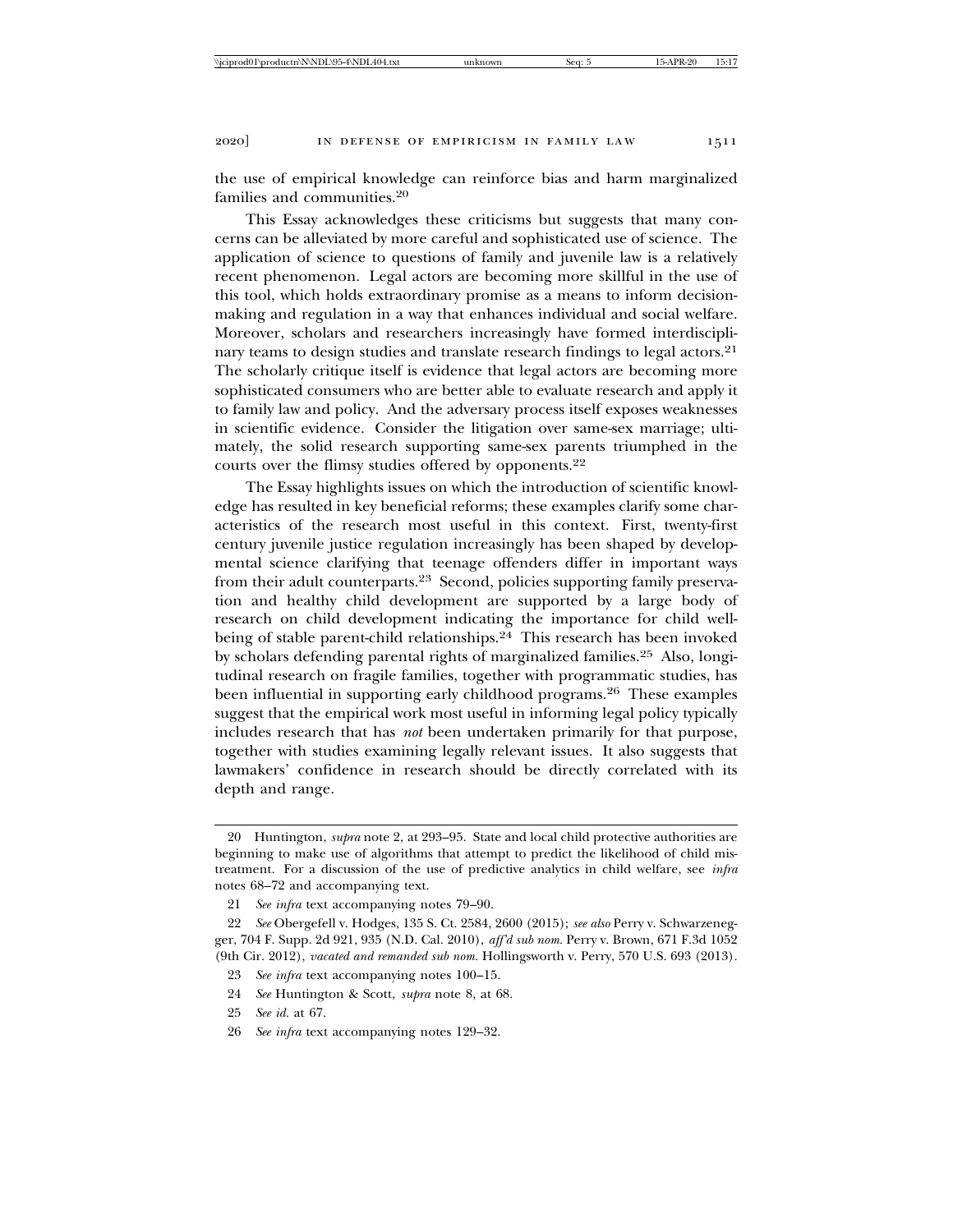the use of empirical knowledge can reinforce bias and harm marginalized families and communities.[20]

This Essay acknowledges these criticisms but suggests that many concerns can be alleviated by more careful and sophisticated use of science. The application of science to questions of family and juvenile law is a relatively recent phenomenon. Legal actors are becoming more skillful in the use of this tool, which holds extraordinary promise as a means to inform decision-making and regulation in a way that enhances individual and social welfare. Moreover, scholars and researchers increasingly have formed interdisciplinary teams to design studies and translate research findings to legal actors.[21] The scholarly critique itself is evidence that legal actors are becoming more sophisticated consumers who are better able to evaluate research and apply it to family law and policy. And the adversary process itself exposes weaknesses in scientific evidence. Consider the litigation over same-sex marriage; ultimately, the solid research supporting same-sex parents triumphed in the courts over the flimsy studies offered by opponents.[22]

The Essay highlights issues on which the introduction of scientific knowledge has resulted in key beneficial reforms; these examples clarify some characteristics of the research most useful in this context. First, twenty-first century juvenile justice regulation increasingly has been shaped by developmental science clarifying that teenage offenders differ in important ways from their adult counterparts.[23] Second, policies supporting family preservation and healthy child development are supported by a large body of research on child development indicating the importance for child well-being of stable parent-child relationships.[24] This research has been invoked by scholars defending parental rights of marginalized families.[25] Also, longitudinal research on fragile families, together with programmatic studies, has been influential in supporting early childhood programs.[26] These examples suggest that the empirical work most useful in informing legal policy typically includes research that has *not* been undertaken primarily for that purpose, together with studies examining legally relevant issues. It also suggests that lawmakers' confidence in research should be directly correlated with its depth and range.

---

20 Huntington, *supra* note 2, at 293–95. State and local child protective authorities are beginning to make use of algorithms that attempt to predict the likelihood of child mistreatment. For a discussion of the use of predictive analytics in child welfare, see *infra* notes 68–72 and accompanying text.

21 *See infra* text accompanying notes 79–90.

22 *See* Obergefell v. Hodges, 135 S. Ct. 2584, 2600 (2015); *see also* Perry v. Schwarzenegger, 704 F. Supp. 2d 921, 935 (N.D. Cal. 2010), *aff'd sub nom.* Perry v. Brown, 671 F.3d 1052 (9th Cir. 2012), *vacated and remanded sub nom.* Hollingsworth v. Perry, 570 U.S. 693 (2013).

23 *See infra* text accompanying notes 100–15.

24 *See* Huntington & Scott, *supra* note 8, at 68.

25 *See id.* at 67.

26 *See infra* text accompanying notes 129–32.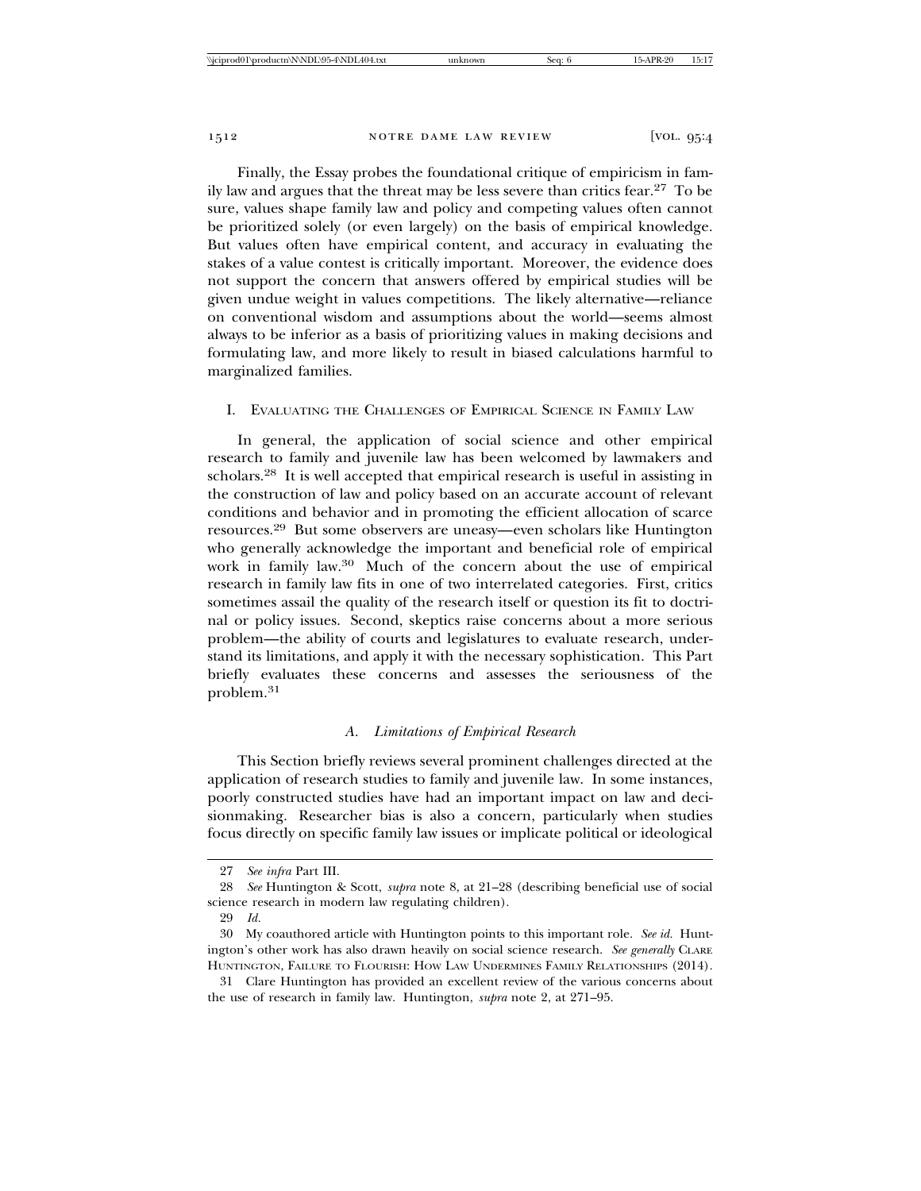Finally, the Essay probes the foundational critique of empiricism in family law and argues that the threat may be less severe than critics fear.[27] To be sure, values shape family law and policy and competing values often cannot be prioritized solely (or even largely) on the basis of empirical knowledge. But values often have empirical content, and accuracy in evaluating the stakes of a value contest is critically important. Moreover, the evidence does not support the concern that answers offered by empirical studies will be given undue weight in values competitions. The likely alternative—reliance on conventional wisdom and assumptions about the world—seems almost always to be inferior as a basis of prioritizing values in making decisions and formulating law, and more likely to result in biased calculations harmful to marginalized families.

## I. Evaluating the Challenges of Empirical Science in Family Law

In general, the application of social science and other empirical research to family and juvenile law has been welcomed by lawmakers and scholars.[28] It is well accepted that empirical research is useful in assisting in the construction of law and policy based on an accurate account of relevant conditions and behavior and in promoting the efficient allocation of scarce resources.[29] But some observers are uneasy—even scholars like Huntington who generally acknowledge the important and beneficial role of empirical work in family law.[30] Much of the concern about the use of empirical research in family law fits in one of two interrelated categories. First, critics sometimes assail the quality of the research itself or question its fit to doctrinal or policy issues. Second, skeptics raise concerns about a more serious problem—the ability of courts and legislatures to evaluate research, understand its limitations, and apply it with the necessary sophistication. This Part briefly evaluates these concerns and assesses the seriousness of the problem.[31]

### *A. Limitations of Empirical Research*

This Section briefly reviews several prominent challenges directed at the application of research studies to family and juvenile law. In some instances, poorly constructed studies have had an important impact on law and decisionmaking. Researcher bias is also a concern, particularly when studies focus directly on specific family law issues or implicate political or ideological

---

27 *See infra* Part III.

28 *See* Huntington & Scott, *supra* note 8, at 21–28 (describing beneficial use of social science research in modern law regulating children).

29 *Id.*

30 My coauthored article with Huntington points to this important role. *See id.* Huntington's other work has also drawn heavily on social science research. *See generally* Clare Huntington, Failure to Flourish: How Law Undermines Family Relationships (2014).

31 Clare Huntington has provided an excellent review of the various concerns about the use of research in family law. Huntington, *supra* note 2, at 271–95.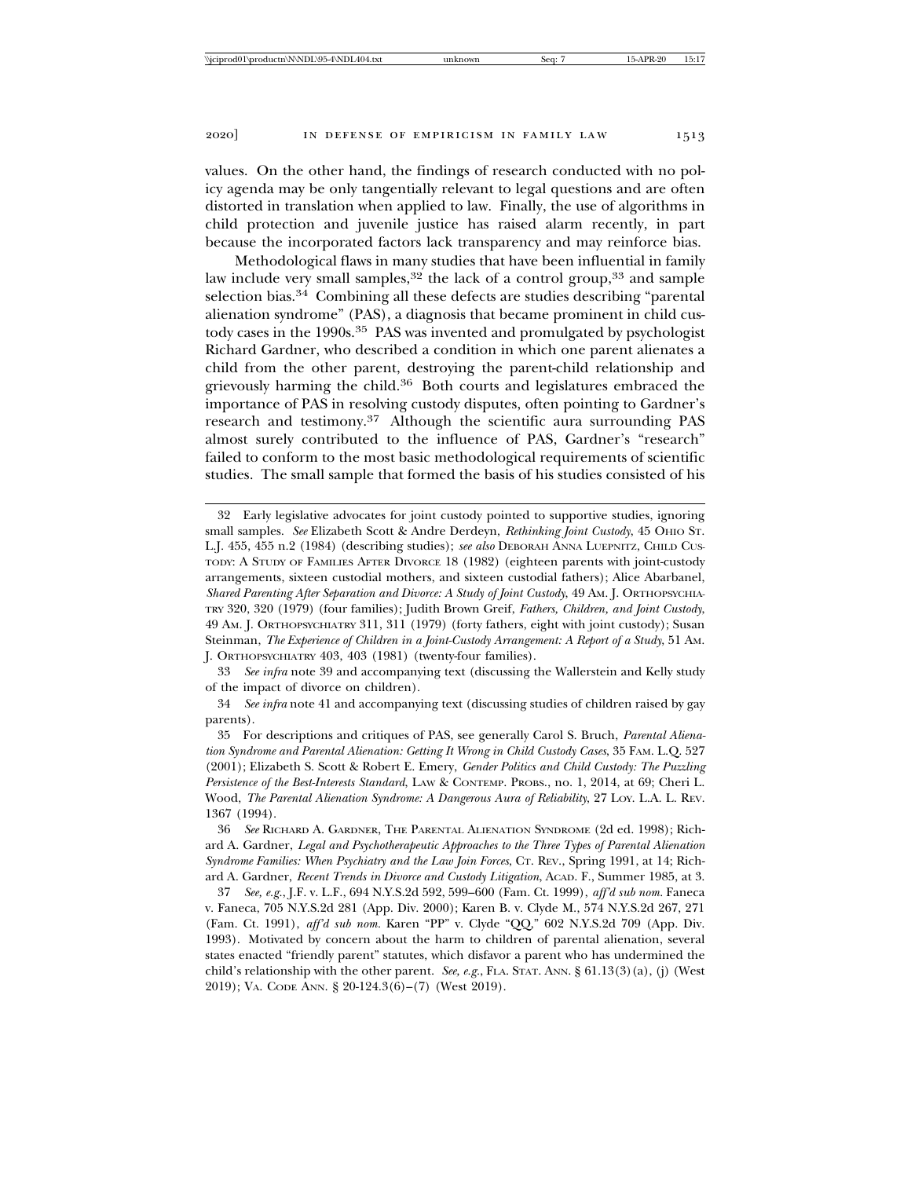values. On the other hand, the findings of research conducted with no policy agenda may be only tangentially relevant to legal questions and are often distorted in translation when applied to law. Finally, the use of algorithms in child protection and juvenile justice has raised alarm recently, in part because the incorporated factors lack transparency and may reinforce bias.

Methodological flaws in many studies that have been influential in family law include very small samples,[32] the lack of a control group,[33] and sample selection bias.[34] Combining all these defects are studies describing "parental alienation syndrome" (PAS), a diagnosis that became prominent in child custody cases in the 1990s.[35] PAS was invented and promulgated by psychologist Richard Gardner, who described a condition in which one parent alienates a child from the other parent, destroying the parent-child relationship and grievously harming the child.[36] Both courts and legislatures embraced the importance of PAS in resolving custody disputes, often pointing to Gardner's research and testimony.[37] Although the scientific aura surrounding PAS almost surely contributed to the influence of PAS, Gardner's "research" failed to conform to the most basic methodological requirements of scientific studies. The small sample that formed the basis of his studies consisted of his

---

32 Early legislative advocates for joint custody pointed to supportive studies, ignoring small samples. *See* Elizabeth Scott & Andre Derdeyn, *Rethinking Joint Custody*, 45 OHIO ST. L.J. 455, 455 n.2 (1984) (describing studies); *see also* DEBORAH ANNA LUEPNITZ, CHILD CUSTODY: A STUDY OF FAMILIES AFTER DIVORCE 18 (1982) (eighteen parents with joint-custody arrangements, sixteen custodial mothers, and sixteen custodial fathers); Alice Abarbanel, *Shared Parenting After Separation and Divorce: A Study of Joint Custody*, 49 AM. J. ORTHOPSYCHIATRY 320, 320 (1979) (four families); Judith Brown Greif, *Fathers, Children, and Joint Custody*, 49 AM. J. ORTHOPSYCHIATRY 311, 311 (1979) (forty fathers, eight with joint custody); Susan Steinman, *The Experience of Children in a Joint-Custody Arrangement: A Report of a Study*, 51 AM. J. ORTHOPSYCHIATRY 403, 403 (1981) (twenty-four families).

33 *See infra* note 39 and accompanying text (discussing the Wallerstein and Kelly study of the impact of divorce on children).

34 *See infra* note 41 and accompanying text (discussing studies of children raised by gay parents).

35 For descriptions and critiques of PAS, see generally Carol S. Bruch, *Parental Alienation Syndrome and Parental Alienation: Getting It Wrong in Child Custody Cases*, 35 FAM. L.Q. 527 (2001); Elizabeth S. Scott & Robert E. Emery, *Gender Politics and Child Custody: The Puzzling Persistence of the Best-Interests Standard*, LAW & CONTEMP. PROBS., no. 1, 2014, at 69; Cheri L. Wood, *The Parental Alienation Syndrome: A Dangerous Aura of Reliability*, 27 LOY. L.A. L. REV. 1367 (1994).

36 *See* RICHARD A. GARDNER, THE PARENTAL ALIENATION SYNDROME (2d ed. 1998); Richard A. Gardner, *Legal and Psychotherapeutic Approaches to the Three Types of Parental Alienation Syndrome Families: When Psychiatry and the Law Join Forces*, CT. REV., Spring 1991, at 14; Richard A. Gardner, *Recent Trends in Divorce and Custody Litigation*, ACAD. F., Summer 1985, at 3.

37 *See, e.g.*, J.F. v. L.F., 694 N.Y.S.2d 592, 599–600 (Fam. Ct. 1999), *aff'd sub nom.* Faneca v. Faneca, 705 N.Y.S.2d 281 (App. Div. 2000); Karen B. v. Clyde M., 574 N.Y.S.2d 267, 271 (Fam. Ct. 1991), *aff'd sub nom.* Karen "PP" v. Clyde "QQ," 602 N.Y.S.2d 709 (App. Div. 1993). Motivated by concern about the harm to children of parental alienation, several states enacted "friendly parent" statutes, which disfavor a parent who has undermined the child's relationship with the other parent. *See, e.g.*, FLA. STAT. ANN. § 61.13(3)(a), (j) (West 2019); VA. CODE ANN. § 20-124.3(6)–(7) (West 2019).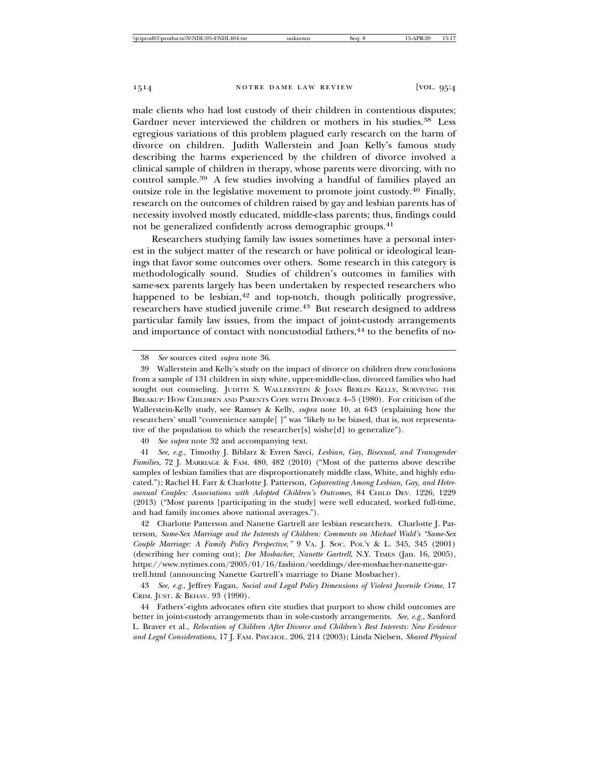male clients who had lost custody of their children in contentious disputes; Gardner never interviewed the children or mothers in his studies.[38] Less egregious variations of this problem plagued early research on the harm of divorce on children. Judith Wallerstein and Joan Kelly's famous study describing the harms experienced by the children of divorce involved a clinical sample of children in therapy, whose parents were divorcing, with no control sample.[39] A few studies involving a handful of families played an outsize role in the legislative movement to promote joint custody.[40] Finally, research on the outcomes of children raised by gay and lesbian parents has of necessity involved mostly educated, middle-class parents; thus, findings could not be generalized confidently across demographic groups.[41]

Researchers studying family law issues sometimes have a personal interest in the subject matter of the research or have political or ideological leanings that favor some outcomes over others. Some research in this category is methodologically sound. Studies of children's outcomes in families with same-sex parents largely has been undertaken by respected researchers who happened to be lesbian,[42] and top-notch, though politically progressive, researchers have studied juvenile crime.[43] But research designed to address particular family law issues, from the impact of joint-custody arrangements and importance of contact with noncustodial fathers,[44] to the benefits of no-

---

38 *See* sources cited *supra* note 36.

39 Wallerstein and Kelly's study on the impact of divorce on children drew conclusions from a sample of 131 children in sixty white, upper-middle-class, divorced families who had sought out counseling. JUDITH S. WALLERSTEIN & JOAN BERLIN KELLY, SURVIVING THE BREAKUP: HOW CHILDREN AND PARENTS COPE WITH DIVORCE 4–5 (1980). For criticism of the Wallerstein-Kelly study, see Ramsey & Kelly, *supra* note 10, at 643 (explaining how the researchers' small "convenience sample[ ]" was "likely to be biased, that is, not representative of the population to which the researcher[s] wishe[d] to generalize").

40 *See supra* note 32 and accompanying text.

41 *See, e.g.*, Timothy J. Biblarz & Evren Savci, *Lesbian, Gay, Bisexual, and Transgender Families*, 72 J. MARRIAGE & FAM. 480, 482 (2010) ("Most of the patterns above describe samples of lesbian families that are disproportionately middle class, White, and highly educated."); Rachel H. Farr & Charlotte J. Patterson, *Coparenting Among Lesbian, Gay, and Heterosexual Couples: Associations with Adopted Children's Outcomes*, 84 CHILD DEV. 1226, 1229 (2013) ("Most parents [participating in the study] were well educated, worked full-time, and had family incomes above national averages.").

42 Charlotte Patterson and Nanette Gartrell are lesbian researchers. Charlotte J. Patterson, *Same-Sex Marriage and the Interests of Children: Comments on Michael Wald's "Same-Sex Couple Marriage: A Family Policy Perspective*,*"* 9 VA. J. SOC. POL'Y & L. 345, 345 (2001) (describing her coming out); *Dee Mosbacher, Nanette Gartrell*, N.Y. TIMES (Jan. 16, 2005), https://www.nytimes.com/2005/01/16/fashion/weddings/dee-mosbacher-nanette-gartrell.html (announcing Nanette Gartrell's marriage to Diane Mosbacher).

43 *See, e.g.*, Jeffrey Fagan, *Social and Legal Policy Dimensions of Violent Juvenile Crime*, 17 CRIM. JUST. & BEHAV. 93 (1990).

44 Fathers'-rights advocates often cite studies that purport to show child outcomes are better in joint-custody arrangements than in sole-custody arrangements. *See, e.g.*, Sanford L. Braver et al., *Relocation of Children After Divorce and Children's Best Interests: New Evidence and Legal Considerations*, 17 J. FAM. PSYCHOL. 206, 214 (2003); Linda Nielsen, *Shared Physical*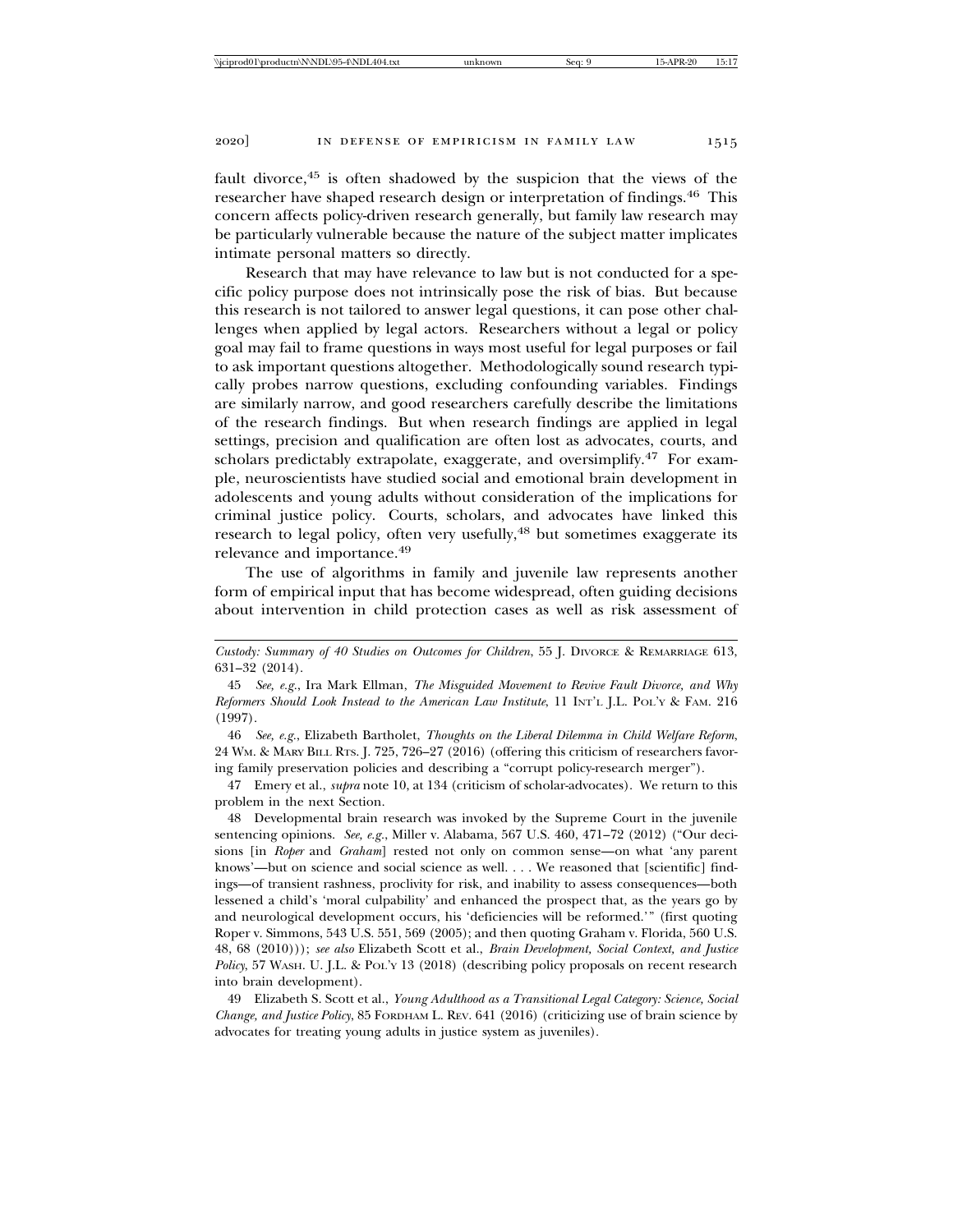fault divorce,[45] is often shadowed by the suspicion that the views of the researcher have shaped research design or interpretation of findings.[46] This concern affects policy-driven research generally, but family law research may be particularly vulnerable because the nature of the subject matter implicates intimate personal matters so directly.

Research that may have relevance to law but is not conducted for a specific policy purpose does not intrinsically pose the risk of bias. But because this research is not tailored to answer legal questions, it can pose other challenges when applied by legal actors. Researchers without a legal or policy goal may fail to frame questions in ways most useful for legal purposes or fail to ask important questions altogether. Methodologically sound research typically probes narrow questions, excluding confounding variables. Findings are similarly narrow, and good researchers carefully describe the limitations of the research findings. But when research findings are applied in legal settings, precision and qualification are often lost as advocates, courts, and scholars predictably extrapolate, exaggerate, and oversimplify.[47] For example, neuroscientists have studied social and emotional brain development in adolescents and young adults without consideration of the implications for criminal justice policy. Courts, scholars, and advocates have linked this research to legal policy, often very usefully,[48] but sometimes exaggerate its relevance and importance.[49]

The use of algorithms in family and juvenile law represents another form of empirical input that has become widespread, often guiding decisions about intervention in child protection cases as well as risk assessment of

---

*Custody: Summary of 40 Studies on Outcomes for Children*, 55 J. DIVORCE & REMARRIAGE 613, 631–32 (2014).

45 *See, e.g.*, Ira Mark Ellman, *The Misguided Movement to Revive Fault Divorce, and Why Reformers Should Look Instead to the American Law Institute*, 11 INT'L J.L. POL'Y & FAM. 216 (1997).

46 *See, e.g.*, Elizabeth Bartholet, *Thoughts on the Liberal Dilemma in Child Welfare Reform*, 24 WM. & MARY BILL RTS. J. 725, 726–27 (2016) (offering this criticism of researchers favoring family preservation policies and describing a "corrupt policy-research merger").

47 Emery et al., *supra* note 10, at 134 (criticism of scholar-advocates). We return to this problem in the next Section.

48 Developmental brain research was invoked by the Supreme Court in the juvenile sentencing opinions. *See, e.g.*, Miller v. Alabama, 567 U.S. 460, 471–72 (2012) ("Our decisions [in *Roper* and *Graham*] rested not only on common sense—on what 'any parent knows'—but on science and social science as well. . . . We reasoned that [scientific] findings—of transient rashness, proclivity for risk, and inability to assess consequences—both lessened a child's 'moral culpability' and enhanced the prospect that, as the years go by and neurological development occurs, his 'deficiencies will be reformed.'" (first quoting Roper v. Simmons, 543 U.S. 551, 569 (2005); and then quoting Graham v. Florida, 560 U.S. 48, 68 (2010))); *see also* Elizabeth Scott et al., *Brain Development, Social Context, and Justice Policy*, 57 WASH. U. J.L. & POL'Y 13 (2018) (describing policy proposals on recent research into brain development).

49 Elizabeth S. Scott et al., *Young Adulthood as a Transitional Legal Category: Science, Social Change, and Justice Policy*, 85 FORDHAM L. REV. 641 (2016) (criticizing use of brain science by advocates for treating young adults in justice system as juveniles).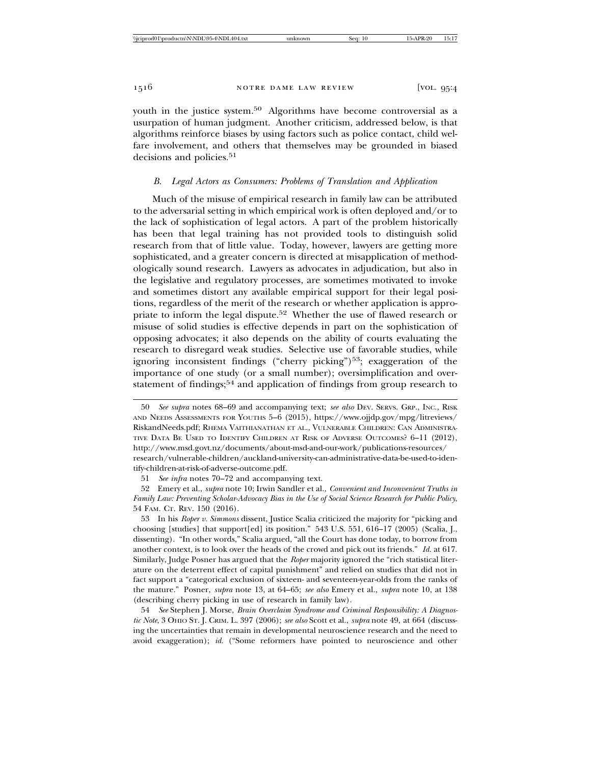youth in the justice system.[50] Algorithms have become controversial as a usurpation of human judgment. Another criticism, addressed below, is that algorithms reinforce biases by using factors such as police contact, child welfare involvement, and others that themselves may be grounded in biased decisions and policies.[51]

### *B. Legal Actors as Consumers: Problems of Translation and Application*

Much of the misuse of empirical research in family law can be attributed to the adversarial setting in which empirical work is often deployed and/or to the lack of sophistication of legal actors. A part of the problem historically has been that legal training has not provided tools to distinguish solid research from that of little value. Today, however, lawyers are getting more sophisticated, and a greater concern is directed at misapplication of methodologically sound research. Lawyers as advocates in adjudication, but also in the legislative and regulatory processes, are sometimes motivated to invoke and sometimes distort any available empirical support for their legal positions, regardless of the merit of the research or whether application is appropriate to inform the legal dispute.[52] Whether the use of flawed research or misuse of solid studies is effective depends in part on the sophistication of opposing advocates; it also depends on the ability of courts evaluating the research to disregard weak studies. Selective use of favorable studies, while ignoring inconsistent findings ("cherry picking")[53]; exaggeration of the importance of one study (or a small number); oversimplification and overstatement of findings;[54] and application of findings from group research to

---

50 *See supra* notes 68–69 and accompanying text; *see also* DEV. SERVS. GRP., INC., RISK AND NEEDS ASSESSMENTS FOR YOUTHS 5–6 (2015), https://www.ojjdp.gov/mpg/litreviews/RiskandNeeds.pdf; RHEMA VAITHIANATHAN ET AL., VULNERABLE CHILDREN: CAN ADMINISTRATIVE DATA BE USED TO IDENTIFY CHILDREN AT RISK OF ADVERSE OUTCOMES? 6–11 (2012), http://www.msd.govt.nz/documents/about-msd-and-our-work/publications-resources/research/vulnerable-children/auckland-university-can-administrative-data-be-used-to-identify-children-at-risk-of-adverse-outcome.pdf.

51 *See infra* notes 70–72 and accompanying text.

52 Emery et al., *supra* note 10; Irwin Sandler et al., *Convenient and Inconvenient Truths in Family Law: Preventing Scholar-Advocacy Bias in the Use of Social Science Research for Public Policy*, 54 FAM. CT. REV. 150 (2016).

53 In his *Roper v. Simmons* dissent, Justice Scalia criticized the majority for "picking and choosing [studies] that support[ed] its position." 543 U.S. 551, 616–17 (2005) (Scalia, J., dissenting). "In other words," Scalia argued, "all the Court has done today, to borrow from another context, is to look over the heads of the crowd and pick out its friends." *Id.* at 617. Similarly, Judge Posner has argued that the *Roper* majority ignored the "rich statistical literature on the deterrent effect of capital punishment" and relied on studies that did not in fact support a "categorical exclusion of sixteen- and seventeen-year-olds from the ranks of the mature." Posner, *supra* note 13, at 64–65; *see also* Emery et al., *supra* note 10, at 138 (describing cherry picking in use of research in family law).

54 *See* Stephen J. Morse, *Brain Overclaim Syndrome and Criminal Responsibility: A Diagnostic Note*, 3 OHIO ST. J. CRIM. L. 397 (2006); *see also* Scott et al., *supra* note 49, at 664 (discussing the uncertainties that remain in developmental neuroscience research and the need to avoid exaggeration); *id.* ("Some reformers have pointed to neuroscience and other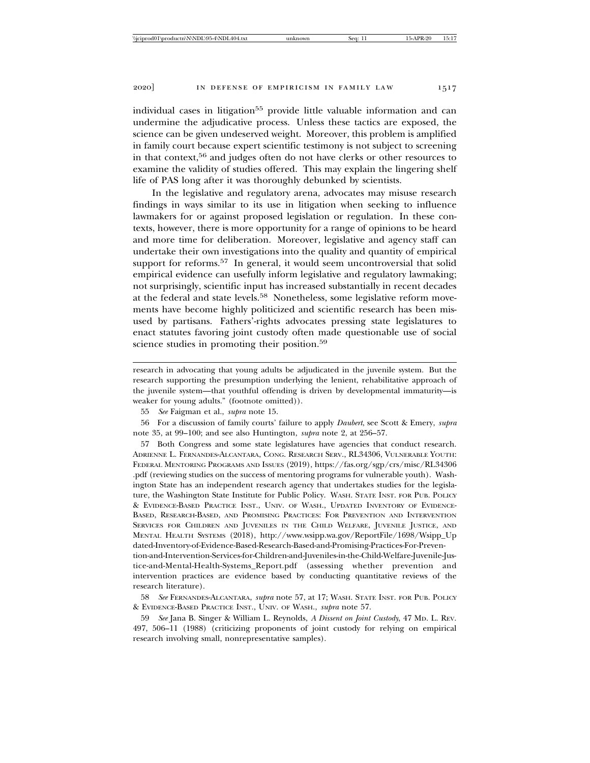individual cases in litigation[55] provide little valuable information and can undermine the adjudicative process. Unless these tactics are exposed, the science can be given undeserved weight. Moreover, this problem is amplified in family court because expert scientific testimony is not subject to screening in that context,[56] and judges often do not have clerks or other resources to examine the validity of studies offered. This may explain the lingering shelf life of PAS long after it was thoroughly debunked by scientists.

In the legislative and regulatory arena, advocates may misuse research findings in ways similar to its use in litigation when seeking to influence lawmakers for or against proposed legislation or regulation. In these contexts, however, there is more opportunity for a range of opinions to be heard and more time for deliberation. Moreover, legislative and agency staff can undertake their own investigations into the quality and quantity of empirical support for reforms.[57] In general, it would seem uncontroversial that solid empirical evidence can usefully inform legislative and regulatory lawmaking; not surprisingly, scientific input has increased substantially in recent decades at the federal and state levels.[58] Nonetheless, some legislative reform movements have become highly politicized and scientific research has been misused by partisans. Fathers'-rights advocates pressing state legislatures to enact statutes favoring joint custody often made questionable use of social science studies in promoting their position.[59]

---

research in advocating that young adults be adjudicated in the juvenile system. But the research supporting the presumption underlying the lenient, rehabilitative approach of the juvenile system—that youthful offending is driven by developmental immaturity—is weaker for young adults." (footnote omitted)).

55 *See* Faigman et al., *supra* note 15.

56 For a discussion of family courts' failure to apply *Daubert*, see Scott & Emery, *supra* note 35, at 99–100; and see also Huntington, *supra* note 2, at 256–57.

57 Both Congress and some state legislatures have agencies that conduct research. ADRIENNE L. FERNANDES-ALCANTARA, CONG. RESEARCH SERV., RL34306, VULNERABLE YOUTH: FEDERAL MENTORING PROGRAMS AND ISSUES (2019), https://fas.org/sgp/crs/misc/RL34306.pdf (reviewing studies on the success of mentoring programs for vulnerable youth). Washington State has an independent research agency that undertakes studies for the legislature, the Washington State Institute for Public Policy. WASH. STATE INST. FOR PUB. POLICY & EVIDENCE-BASED PRACTICE INST., UNIV. OF WASH., UPDATED INVENTORY OF EVIDENCE-BASED, RESEARCH-BASED, AND PROMISING PRACTICES: FOR PREVENTION AND INTERVENTION SERVICES FOR CHILDREN AND JUVENILES IN THE CHILD WELFARE, JUVENILE JUSTICE, AND MENTAL HEALTH SYSTEMS (2018), http://www.wsipp.wa.gov/ReportFile/1698/Wsipp_Updated-Inventory-of-Evidence-Based-Research-Based-and-Promising-Practices-For-Prevention-and-Intervention-Services-for-Children-and-Juveniles-in-the-Child-Welfare-Juvenile-Justice-and-Mental-Health-Systems_Report.pdf (assessing whether prevention and intervention practices are evidence based by conducting quantitative reviews of the research literature).

58 *See* FERNANDES-ALCANTARA, *supra* note 57, at 17; WASH. STATE INST. FOR PUB. POLICY & EVIDENCE-BASED PRACTICE INST., UNIV. OF WASH., *supra* note 57.

59 *See* Jana B. Singer & William L. Reynolds, *A Dissent on Joint Custody*, 47 MD. L. REV. 497, 506–11 (1988) (criticizing proponents of joint custody for relying on empirical research involving small, nonrepresentative samples).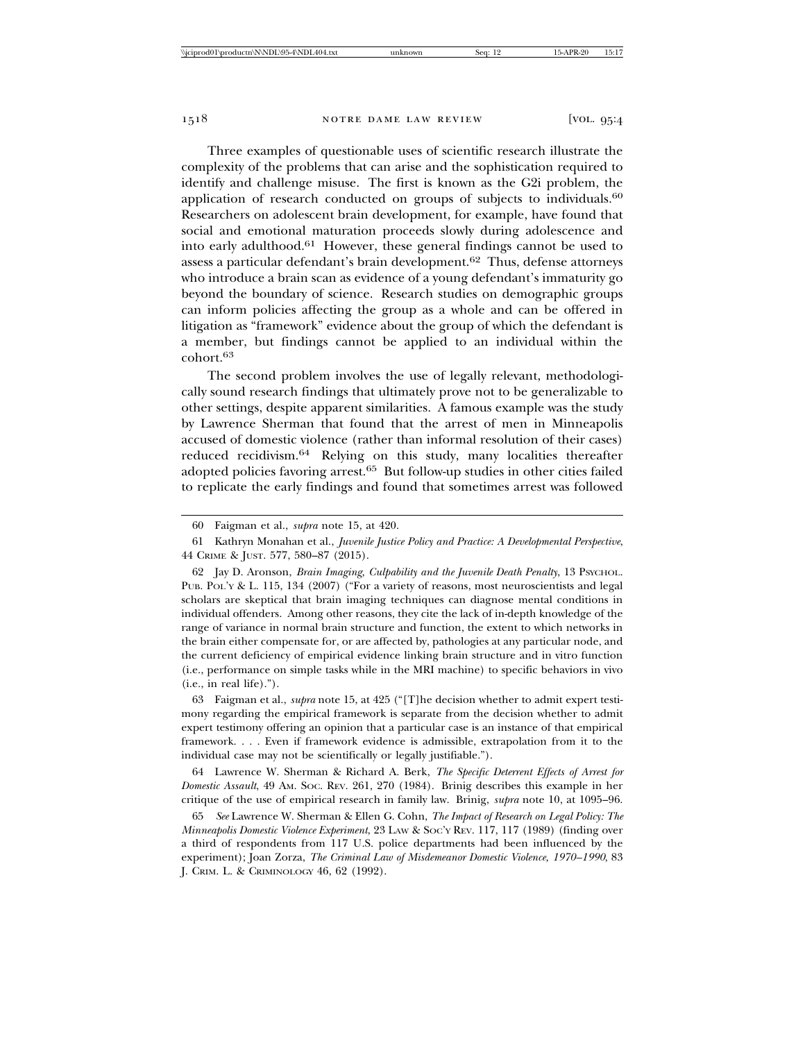Three examples of questionable uses of scientific research illustrate the complexity of the problems that can arise and the sophistication required to identify and challenge misuse. The first is known as the G2i problem, the application of research conducted on groups of subjects to individuals.[60] Researchers on adolescent brain development, for example, have found that social and emotional maturation proceeds slowly during adolescence and into early adulthood.[61] However, these general findings cannot be used to assess a particular defendant's brain development.[62] Thus, defense attorneys who introduce a brain scan as evidence of a young defendant's immaturity go beyond the boundary of science. Research studies on demographic groups can inform policies affecting the group as a whole and can be offered in litigation as "framework" evidence about the group of which the defendant is a member, but findings cannot be applied to an individual within the cohort.[63]

The second problem involves the use of legally relevant, methodologically sound research findings that ultimately prove not to be generalizable to other settings, despite apparent similarities. A famous example was the study by Lawrence Sherman that found that the arrest of men in Minneapolis accused of domestic violence (rather than informal resolution of their cases) reduced recidivism.[64] Relying on this study, many localities thereafter adopted policies favoring arrest.[65] But follow-up studies in other cities failed to replicate the early findings and found that sometimes arrest was followed

---

60 Faigman et al., *supra* note 15, at 420.

61 Kathryn Monahan et al., *Juvenile Justice Policy and Practice: A Developmental Perspective*, 44 CRIME & JUST. 577, 580–87 (2015).

62 Jay D. Aronson, *Brain Imaging, Culpability and the Juvenile Death Penalty*, 13 PSYCHOL. PUB. POL'Y & L. 115, 134 (2007) ("For a variety of reasons, most neuroscientists and legal scholars are skeptical that brain imaging techniques can diagnose mental conditions in individual offenders. Among other reasons, they cite the lack of in-depth knowledge of the range of variance in normal brain structure and function, the extent to which networks in the brain either compensate for, or are affected by, pathologies at any particular node, and the current deficiency of empirical evidence linking brain structure and in vitro function (i.e., performance on simple tasks while in the MRI machine) to specific behaviors in vivo (i.e., in real life).").

63 Faigman et al., *supra* note 15, at 425 ("[T]he decision whether to admit expert testimony regarding the empirical framework is separate from the decision whether to admit expert testimony offering an opinion that a particular case is an instance of that empirical framework. . . . Even if framework evidence is admissible, extrapolation from it to the individual case may not be scientifically or legally justifiable.").

64 Lawrence W. Sherman & Richard A. Berk, *The Specific Deterrent Effects of Arrest for Domestic Assault*, 49 AM. SOC. REV. 261, 270 (1984). Brinig describes this example in her critique of the use of empirical research in family law. Brinig, *supra* note 10, at 1095–96.

65 *See* Lawrence W. Sherman & Ellen G. Cohn, *The Impact of Research on Legal Policy: The Minneapolis Domestic Violence Experiment*, 23 LAW & SOC'Y REV. 117, 117 (1989) (finding over a third of respondents from 117 U.S. police departments had been influenced by the experiment); Joan Zorza, *The Criminal Law of Misdemeanor Domestic Violence, 1970–1990*, 83 J. CRIM. L. & CRIMINOLOGY 46, 62 (1992).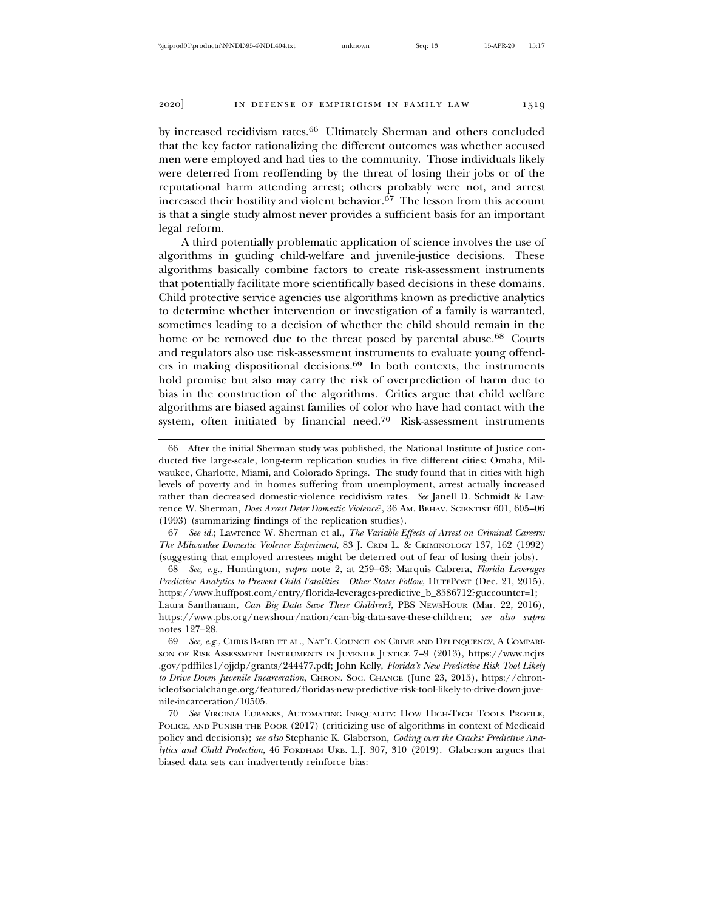by increased recidivism rates.[66] Ultimately Sherman and others concluded that the key factor rationalizing the different outcomes was whether accused men were employed and had ties to the community. Those individuals likely were deterred from reoffending by the threat of losing their jobs or of the reputational harm attending arrest; others probably were not, and arrest increased their hostility and violent behavior.[67] The lesson from this account is that a single study almost never provides a sufficient basis for an important legal reform.

A third potentially problematic application of science involves the use of algorithms in guiding child-welfare and juvenile-justice decisions. These algorithms basically combine factors to create risk-assessment instruments that potentially facilitate more scientifically based decisions in these domains. Child protective service agencies use algorithms known as predictive analytics to determine whether intervention or investigation of a family is warranted, sometimes leading to a decision of whether the child should remain in the home or be removed due to the threat posed by parental abuse.[68] Courts and regulators also use risk-assessment instruments to evaluate young offenders in making dispositional decisions.[69] In both contexts, the instruments hold promise but also may carry the risk of overprediction of harm due to bias in the construction of the algorithms. Critics argue that child welfare algorithms are biased against families of color who have had contact with the system, often initiated by financial need.[70] Risk-assessment instruments

---

66 After the initial Sherman study was published, the National Institute of Justice conducted five large-scale, long-term replication studies in five different cities: Omaha, Milwaukee, Charlotte, Miami, and Colorado Springs. The study found that in cities with high levels of poverty and in homes suffering from unemployment, arrest actually increased rather than decreased domestic-violence recidivism rates. *See* Janell D. Schmidt & Lawrence W. Sherman, *Does Arrest Deter Domestic Violence?*, 36 AM. BEHAV. SCIENTIST 601, 605–06 (1993) (summarizing findings of the replication studies).

67 *See id.*; Lawrence W. Sherman et al., *The Variable Effects of Arrest on Criminal Careers: The Milwaukee Domestic Violence Experiment*, 83 J. CRIM L. & CRIMINOLOGY 137, 162 (1992) (suggesting that employed arrestees might be deterred out of fear of losing their jobs).

68 *See, e.g.*, Huntington, *supra* note 2, at 259–63; Marquis Cabrera, *Florida Leverages Predictive Analytics to Prevent Child Fatalities—Other States Follow*, HUFFPOST (Dec. 21, 2015), https://www.huffpost.com/entry/florida-leverages-predictive_b_8586712?guccounter=1; Laura Santhanam, *Can Big Data Save These Children?*, PBS NEWSHOUR (Mar. 22, 2016), https://www.pbs.org/newshour/nation/can-big-data-save-these-children; *see also supra* notes 127–28.

69 *See, e.g.*, CHRIS BAIRD ET AL., NAT'L COUNCIL ON CRIME AND DELINQUENCY, A COMPARISON OF RISK ASSESSMENT INSTRUMENTS IN JUVENILE JUSTICE 7–9 (2013), https://www.ncjrs.gov/pdffiles1/ojjdp/grants/244477.pdf; John Kelly, *Florida's New Predictive Risk Tool Likely to Drive Down Juvenile Incarceration*, CHRON. SOC. CHANGE (June 23, 2015), https://chronicleofsocialchange.org/featured/floridas-new-predictive-risk-tool-likely-to-drive-down-juvenile-incarceration/10505.

70 *See* VIRGINIA EUBANKS, AUTOMATING INEQUALITY: HOW HIGH-TECH TOOLS PROFILE, POLICE, AND PUNISH THE POOR (2017) (criticizing use of algorithms in context of Medicaid policy and decisions); *see also* Stephanie K. Glaberson, *Coding over the Cracks: Predictive Analytics and Child Protection*, 46 FORDHAM URB. L.J. 307, 310 (2019). Glaberson argues that biased data sets can inadvertently reinforce bias: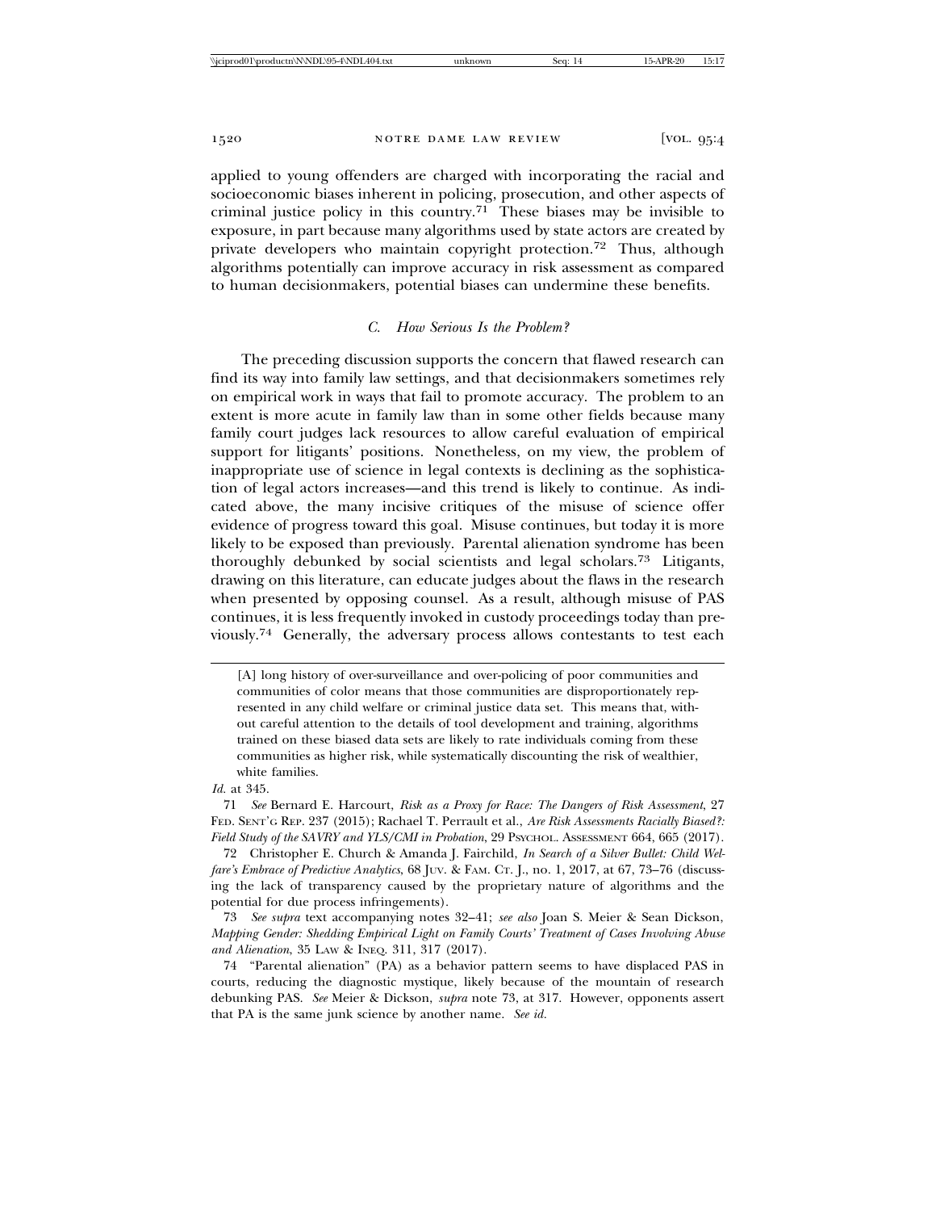applied to young offenders are charged with incorporating the racial and socioeconomic biases inherent in policing, prosecution, and other aspects of criminal justice policy in this country.[71] These biases may be invisible to exposure, in part because many algorithms used by state actors are created by private developers who maintain copyright protection.[72] Thus, although algorithms potentially can improve accuracy in risk assessment as compared to human decisionmakers, potential biases can undermine these benefits.

### *C. How Serious Is the Problem?*

The preceding discussion supports the concern that flawed research can find its way into family law settings, and that decisionmakers sometimes rely on empirical work in ways that fail to promote accuracy. The problem to an extent is more acute in family law than in some other fields because many family court judges lack resources to allow careful evaluation of empirical support for litigants' positions. Nonetheless, on my view, the problem of inappropriate use of science in legal contexts is declining as the sophistication of legal actors increases—and this trend is likely to continue. As indicated above, the many incisive critiques of the misuse of science offer evidence of progress toward this goal. Misuse continues, but today it is more likely to be exposed than previously. Parental alienation syndrome has been thoroughly debunked by social scientists and legal scholars.[73] Litigants, drawing on this literature, can educate judges about the flaws in the research when presented by opposing counsel. As a result, although misuse of PAS continues, it is less frequently invoked in custody proceedings today than previously.[74] Generally, the adversary process allows contestants to test each

> [A] long history of over-surveillance and over-policing of poor communities and communities of color means that those communities are disproportionately represented in any child welfare or criminal justice data set. This means that, without careful attention to the details of tool development and training, algorithms trained on these biased data sets are likely to rate individuals coming from these communities as higher risk, while systematically discounting the risk of wealthier, white families.

*Id.* at 345.

71 *See* Bernard E. Harcourt, *Risk as a Proxy for Race: The Dangers of Risk Assessment*, 27 FED. SENT'G REP. 237 (2015); Rachael T. Perrault et al., *Are Risk Assessments Racially Biased?: Field Study of the SAVRY and YLS/CMI in Probation*, 29 PSYCHOL. ASSESSMENT 664, 665 (2017).

72 Christopher E. Church & Amanda J. Fairchild, *In Search of a Silver Bullet: Child Welfare's Embrace of Predictive Analytics*, 68 JUV. & FAM. CT. J., no. 1, 2017, at 67, 73–76 (discussing the lack of transparency caused by the proprietary nature of algorithms and the potential for due process infringements).

73 *See supra* text accompanying notes 32–41; *see also* Joan S. Meier & Sean Dickson, *Mapping Gender: Shedding Empirical Light on Family Courts' Treatment of Cases Involving Abuse and Alienation*, 35 LAW & INEQ. 311, 317 (2017).

74 "Parental alienation" (PA) as a behavior pattern seems to have displaced PAS in courts, reducing the diagnostic mystique, likely because of the mountain of research debunking PAS. *See* Meier & Dickson, *supra* note 73, at 317. However, opponents assert that PA is the same junk science by another name. *See id.*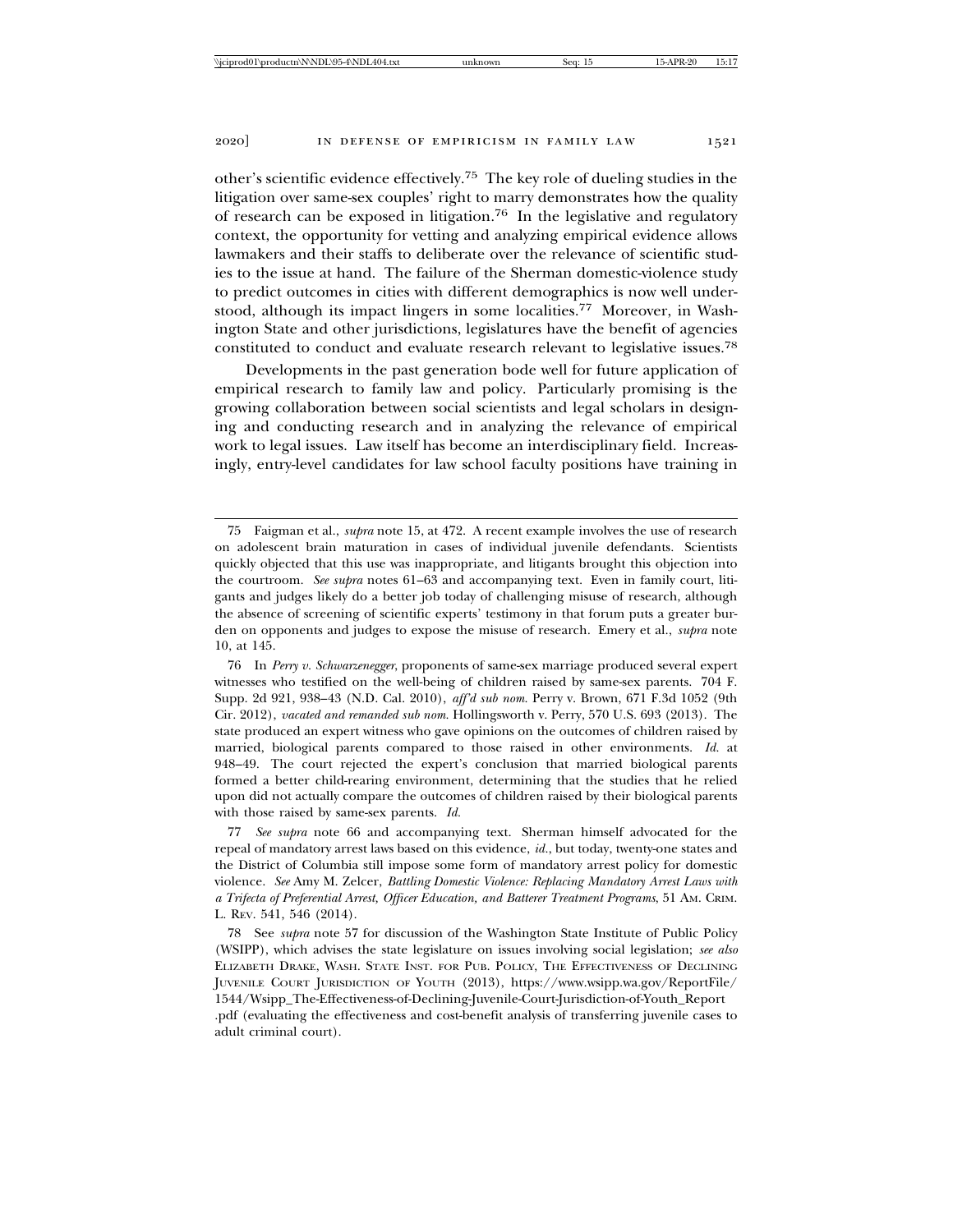other's scientific evidence effectively.[75] The key role of dueling studies in the litigation over same-sex couples' right to marry demonstrates how the quality of research can be exposed in litigation.[76] In the legislative and regulatory context, the opportunity for vetting and analyzing empirical evidence allows lawmakers and their staffs to deliberate over the relevance of scientific studies to the issue at hand. The failure of the Sherman domestic-violence study to predict outcomes in cities with different demographics is now well understood, although its impact lingers in some localities.[77] Moreover, in Washington State and other jurisdictions, legislatures have the benefit of agencies constituted to conduct and evaluate research relevant to legislative issues.[78]

Developments in the past generation bode well for future application of empirical research to family law and policy. Particularly promising is the growing collaboration between social scientists and legal scholars in designing and conducting research and in analyzing the relevance of empirical work to legal issues. Law itself has become an interdisciplinary field. Increasingly, entry-level candidates for law school faculty positions have training in

---

75 Faigman et al., *supra* note 15, at 472. A recent example involves the use of research on adolescent brain maturation in cases of individual juvenile defendants. Scientists quickly objected that this use was inappropriate, and litigants brought this objection into the courtroom. *See supra* notes 61–63 and accompanying text. Even in family court, litigants and judges likely do a better job today of challenging misuse of research, although the absence of screening of scientific experts' testimony in that forum puts a greater burden on opponents and judges to expose the misuse of research. Emery et al., *supra* note 10, at 145.

76 In *Perry v. Schwarzenegger*, proponents of same-sex marriage produced several expert witnesses who testified on the well-being of children raised by same-sex parents. 704 F. Supp. 2d 921, 938–43 (N.D. Cal. 2010), *aff'd sub nom.* Perry v. Brown, 671 F.3d 1052 (9th Cir. 2012), *vacated and remanded sub nom.* Hollingsworth v. Perry, 570 U.S. 693 (2013). The state produced an expert witness who gave opinions on the outcomes of children raised by married, biological parents compared to those raised in other environments. *Id.* at 948–49. The court rejected the expert's conclusion that married biological parents formed a better child-rearing environment, determining that the studies that he relied upon did not actually compare the outcomes of children raised by their biological parents with those raised by same-sex parents. *Id.*

77 *See supra* note 66 and accompanying text. Sherman himself advocated for the repeal of mandatory arrest laws based on this evidence, *id.*, but today, twenty-one states and the District of Columbia still impose some form of mandatory arrest policy for domestic violence. *See* Amy M. Zelcer, *Battling Domestic Violence: Replacing Mandatory Arrest Laws with a Trifecta of Preferential Arrest, Officer Education, and Batterer Treatment Programs*, 51 AM. CRIM. L. REV. 541, 546 (2014).

78 See *supra* note 57 for discussion of the Washington State Institute of Public Policy (WSIPP), which advises the state legislature on issues involving social legislation; *see also* ELIZABETH DRAKE, WASH. STATE INST. FOR PUB. POLICY, THE EFFECTIVENESS OF DECLINING JUVENILE COURT JURISDICTION OF YOUTH (2013), https://www.wsipp.wa.gov/ReportFile/1544/Wsipp_The-Effectiveness-of-Declining-Juvenile-Court-Jurisdiction-of-Youth_Report.pdf (evaluating the effectiveness and cost-benefit analysis of transferring juvenile cases to adult criminal court).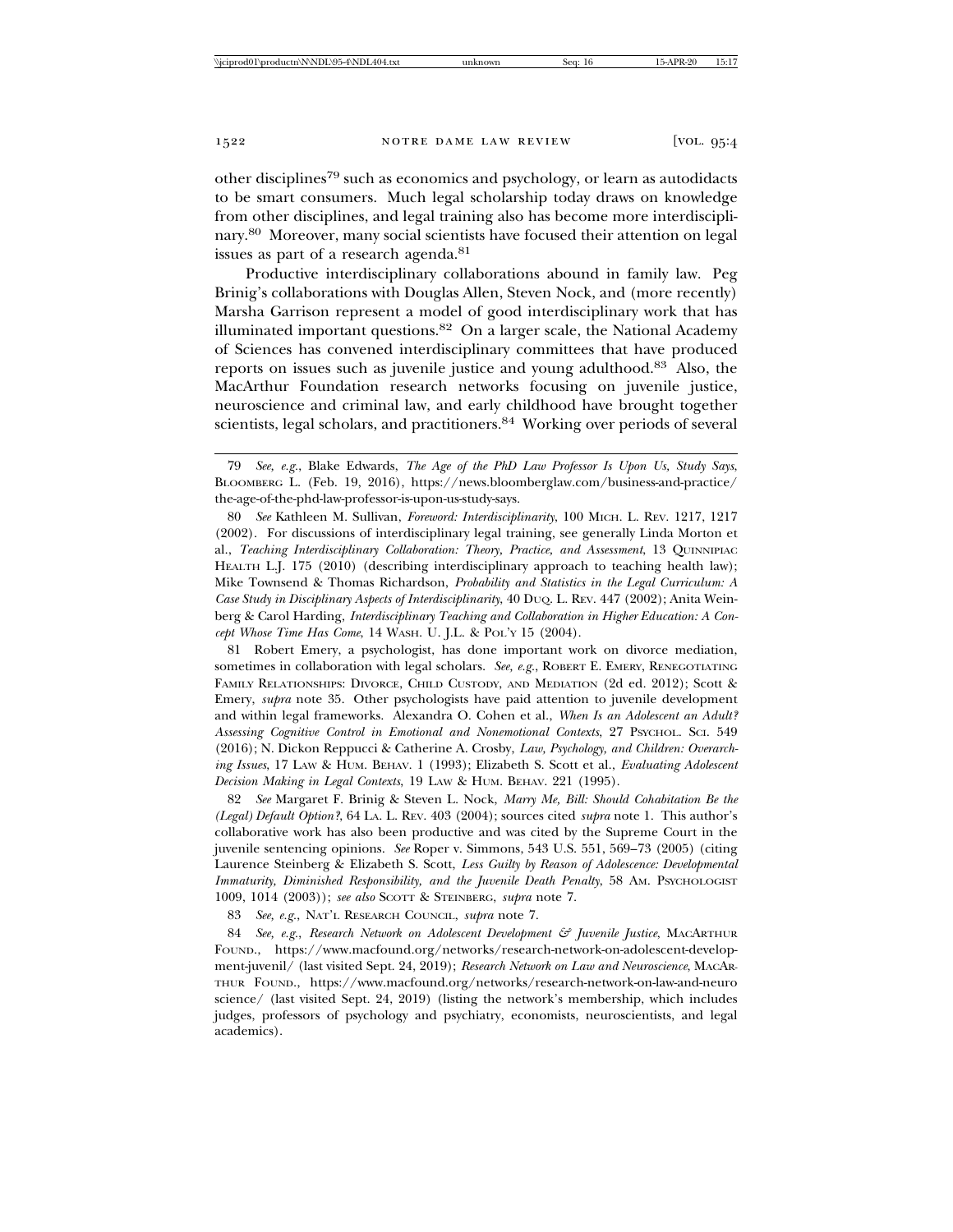other disciplines[79] such as economics and psychology, or learn as autodidacts to be smart consumers. Much legal scholarship today draws on knowledge from other disciplines, and legal training also has become more interdisciplinary.[80] Moreover, many social scientists have focused their attention on legal issues as part of a research agenda.[81]

Productive interdisciplinary collaborations abound in family law. Peg Brinig's collaborations with Douglas Allen, Steven Nock, and (more recently) Marsha Garrison represent a model of good interdisciplinary work that has illuminated important questions.[82] On a larger scale, the National Academy of Sciences has convened interdisciplinary committees that have produced reports on issues such as juvenile justice and young adulthood.[83] Also, the MacArthur Foundation research networks focusing on juvenile justice, neuroscience and criminal law, and early childhood have brought together scientists, legal scholars, and practitioners.[84] Working over periods of several

---

79 *See, e.g.*, Blake Edwards, *The Age of the PhD Law Professor Is Upon Us, Study Says*, BLOOMBERG L. (Feb. 19, 2016), https://news.bloomberglaw.com/business-and-practice/the-age-of-the-phd-law-professor-is-upon-us-study-says.

80 *See* Kathleen M. Sullivan, *Foreword: Interdisciplinarity*, 100 MICH. L. REV. 1217, 1217 (2002). For discussions of interdisciplinary legal training, see generally Linda Morton et al., *Teaching Interdisciplinary Collaboration: Theory, Practice, and Assessment*, 13 QUINNIPIAC HEALTH L.J. 175 (2010) (describing interdisciplinary approach to teaching health law); Mike Townsend & Thomas Richardson, *Probability and Statistics in the Legal Curriculum: A Case Study in Disciplinary Aspects of Interdisciplinarity*, 40 DUQ. L. REV. 447 (2002); Anita Weinberg & Carol Harding, *Interdisciplinary Teaching and Collaboration in Higher Education: A Concept Whose Time Has Come*, 14 WASH. U. J.L. & POL'Y 15 (2004).

81 Robert Emery, a psychologist, has done important work on divorce mediation, sometimes in collaboration with legal scholars. *See, e.g.*, ROBERT E. EMERY, RENEGOTIATING FAMILY RELATIONSHIPS: DIVORCE, CHILD CUSTODY, AND MEDIATION (2d ed. 2012); Scott & Emery, *supra* note 35. Other psychologists have paid attention to juvenile development and within legal frameworks. Alexandra O. Cohen et al., *When Is an Adolescent an Adult? Assessing Cognitive Control in Emotional and Nonemotional Contexts*, 27 PSYCHOL. SCI. 549 (2016); N. Dickon Reppucci & Catherine A. Crosby, *Law, Psychology, and Children: Overarching Issues*, 17 LAW & HUM. BEHAV. 1 (1993); Elizabeth S. Scott et al., *Evaluating Adolescent Decision Making in Legal Contexts*, 19 LAW & HUM. BEHAV. 221 (1995).

82 *See* Margaret F. Brinig & Steven L. Nock, *Marry Me, Bill: Should Cohabitation Be the (Legal) Default Option?*, 64 LA. L. REV. 403 (2004); sources cited *supra* note 1. This author's collaborative work has also been productive and was cited by the Supreme Court in the juvenile sentencing opinions. *See* Roper v. Simmons, 543 U.S. 551, 569–73 (2005) (citing Laurence Steinberg & Elizabeth S. Scott, *Less Guilty by Reason of Adolescence: Developmental Immaturity, Diminished Responsibility, and the Juvenile Death Penalty*, 58 AM. PSYCHOLOGIST 1009, 1014 (2003)); *see also* SCOTT & STEINBERG, *supra* note 7.

83 *See, e.g.*, NAT'L RESEARCH COUNCIL, *supra* note 7.

84 *See, e.g.*, *Research Network on Adolescent Development & Juvenile Justice*, MACARTHUR FOUND., https://www.macfound.org/networks/research-network-on-adolescent-development-juvenil/ (last visited Sept. 24, 2019); *Research Network on Law and Neuroscience*, MACARTHUR FOUND., https://www.macfound.org/networks/research-network-on-law-and-neuroscience/ (last visited Sept. 24, 2019) (listing the network's membership, which includes judges, professors of psychology and psychiatry, economists, neuroscientists, and legal academics).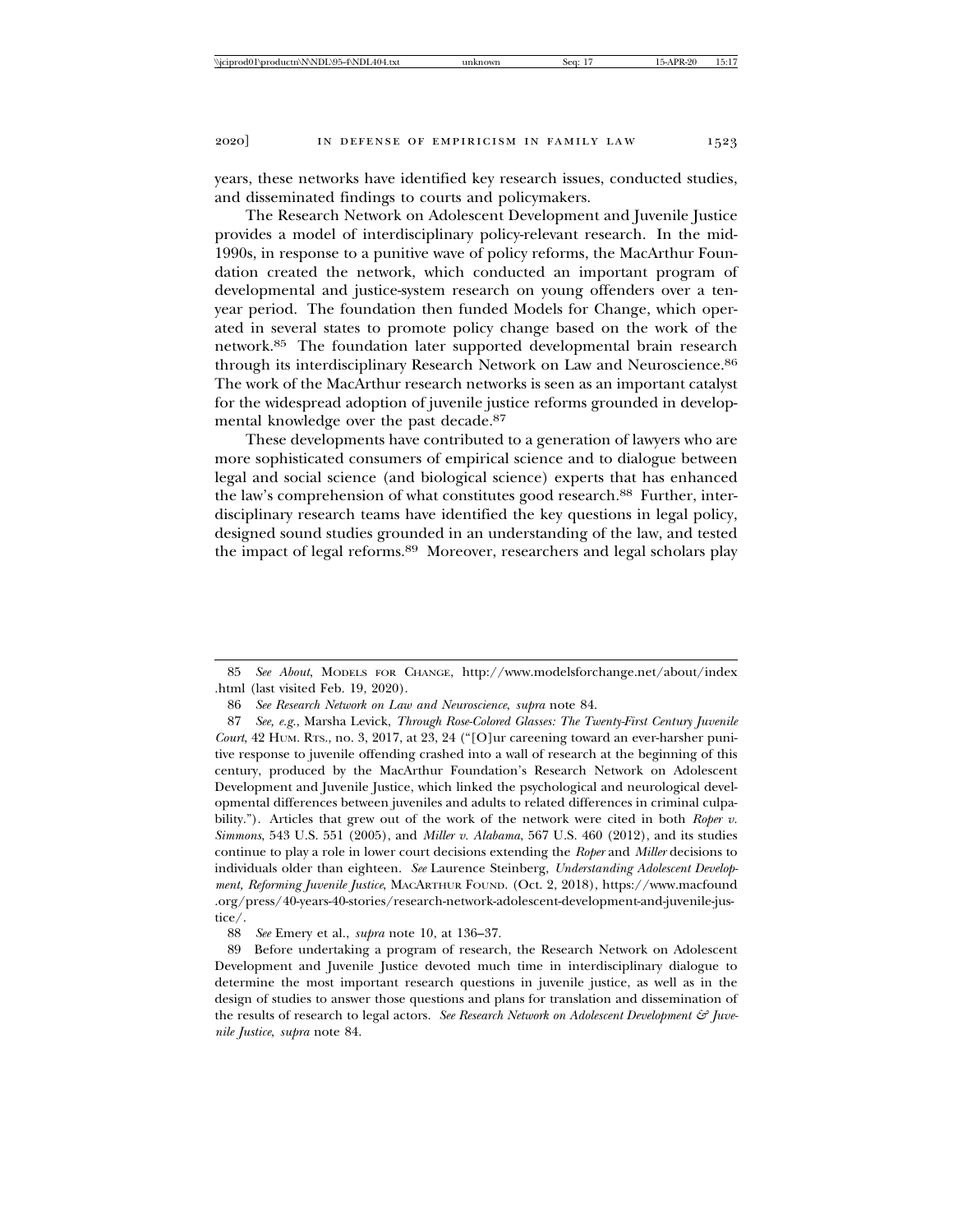years, these networks have identified key research issues, conducted studies, and disseminated findings to courts and policymakers.

The Research Network on Adolescent Development and Juvenile Justice provides a model of interdisciplinary policy-relevant research. In the mid-1990s, in response to a punitive wave of policy reforms, the MacArthur Foundation created the network, which conducted an important program of developmental and justice-system research on young offenders over a ten-year period. The foundation then funded Models for Change, which operated in several states to promote policy change based on the work of the network.[85] The foundation later supported developmental brain research through its interdisciplinary Research Network on Law and Neuroscience.[86] The work of the MacArthur research networks is seen as an important catalyst for the widespread adoption of juvenile justice reforms grounded in developmental knowledge over the past decade.[87]

These developments have contributed to a generation of lawyers who are more sophisticated consumers of empirical science and to dialogue between legal and social science (and biological science) experts that has enhanced the law's comprehension of what constitutes good research.[88] Further, interdisciplinary research teams have identified the key questions in legal policy, designed sound studies grounded in an understanding of the law, and tested the impact of legal reforms.[89] Moreover, researchers and legal scholars play

---

85 *See About*, MODELS FOR CHANGE, http://www.modelsforchange.net/about/index.html (last visited Feb. 19, 2020).

86 *See Research Network on Law and Neuroscience*, *supra* note 84.

87 *See, e.g.*, Marsha Levick, *Through Rose-Colored Glasses: The Twenty-First Century Juvenile Court*, 42 HUM. RTS., no. 3, 2017, at 23, 24 ("[O]ur careening toward an ever-harsher punitive response to juvenile offending crashed into a wall of research at the beginning of this century, produced by the MacArthur Foundation's Research Network on Adolescent Development and Juvenile Justice, which linked the psychological and neurological developmental differences between juveniles and adults to related differences in criminal culpability."). Articles that grew out of the work of the network were cited in both *Roper v. Simmons*, 543 U.S. 551 (2005), and *Miller v. Alabama*, 567 U.S. 460 (2012), and its studies continue to play a role in lower court decisions extending the *Roper* and *Miller* decisions to individuals older than eighteen. *See* Laurence Steinberg, *Understanding Adolescent Development, Reforming Juvenile Justice*, MACARTHUR FOUND. (Oct. 2, 2018), https://www.macfound.org/press/40-years-40-stories/research-network-adolescent-development-and-juvenile-justice/.

88 *See* Emery et al., *supra* note 10, at 136–37.

89 Before undertaking a program of research, the Research Network on Adolescent Development and Juvenile Justice devoted much time in interdisciplinary dialogue to determine the most important research questions in juvenile justice, as well as in the design of studies to answer those questions and plans for translation and dissemination of the results of research to legal actors. *See Research Network on Adolescent Development & Juvenile Justice*, *supra* note 84.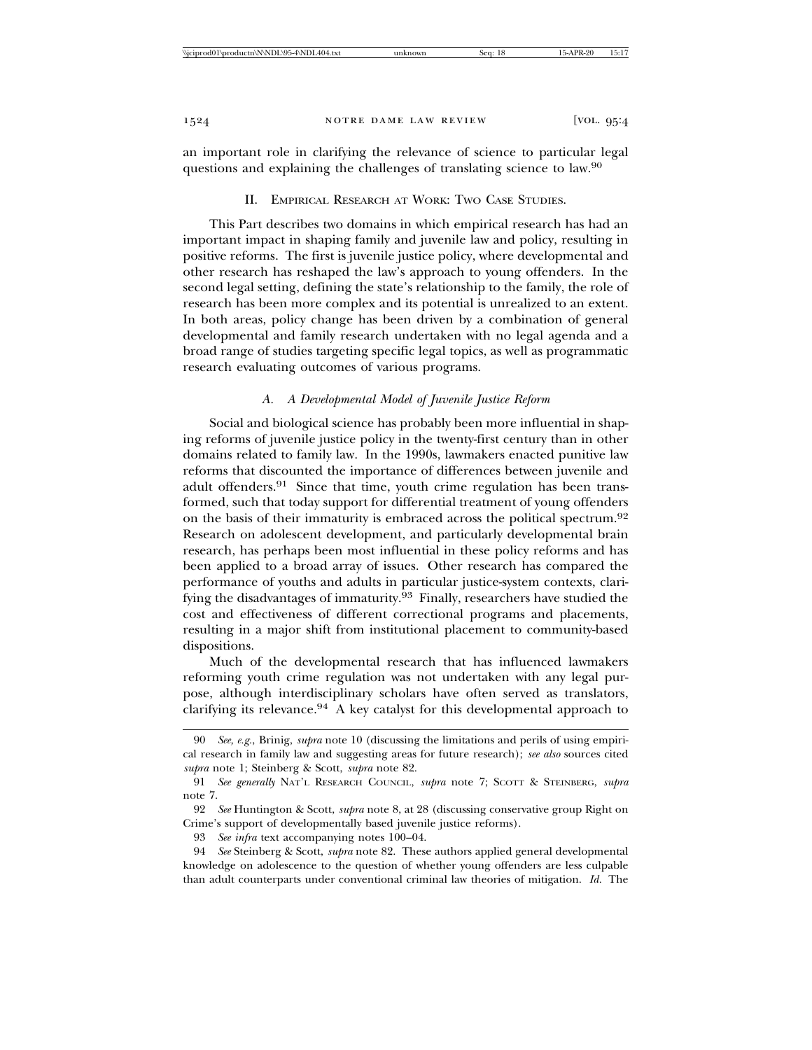an important role in clarifying the relevance of science to particular legal questions and explaining the challenges of translating science to law.[90]

## II. Empirical Research at Work: Two Case Studies.

This Part describes two domains in which empirical research has had an important impact in shaping family and juvenile law and policy, resulting in positive reforms. The first is juvenile justice policy, where developmental and other research has reshaped the law's approach to young offenders. In the second legal setting, defining the state's relationship to the family, the role of research has been more complex and its potential is unrealized to an extent. In both areas, policy change has been driven by a combination of general developmental and family research undertaken with no legal agenda and a broad range of studies targeting specific legal topics, as well as programmatic research evaluating outcomes of various programs.

### A. *A Developmental Model of Juvenile Justice Reform*

Social and biological science has probably been more influential in shaping reforms of juvenile justice policy in the twenty-first century than in other domains related to family law. In the 1990s, lawmakers enacted punitive law reforms that discounted the importance of differences between juvenile and adult offenders.[91] Since that time, youth crime regulation has been transformed, such that today support for differential treatment of young offenders on the basis of their immaturity is embraced across the political spectrum.[92] Research on adolescent development, and particularly developmental brain research, has perhaps been most influential in these policy reforms and has been applied to a broad array of issues. Other research has compared the performance of youths and adults in particular justice-system contexts, clarifying the disadvantages of immaturity.[93] Finally, researchers have studied the cost and effectiveness of different correctional programs and placements, resulting in a major shift from institutional placement to community-based dispositions.

Much of the developmental research that has influenced lawmakers reforming youth crime regulation was not undertaken with any legal purpose, although interdisciplinary scholars have often served as translators, clarifying its relevance.[94] A key catalyst for this developmental approach to

---

90 *See, e.g.*, Brinig, *supra* note 10 (discussing the limitations and perils of using empirical research in family law and suggesting areas for future research); *see also* sources cited *supra* note 1; Steinberg & Scott, *supra* note 82.

91 *See generally* Nat'l Research Council, *supra* note 7; Scott & Steinberg, *supra* note 7.

92 *See* Huntington & Scott, *supra* note 8, at 28 (discussing conservative group Right on Crime's support of developmentally based juvenile justice reforms).

93 *See infra* text accompanying notes 100–04.

94 *See* Steinberg & Scott, *supra* note 82. These authors applied general developmental knowledge on adolescence to the question of whether young offenders are less culpable than adult counterparts under conventional criminal law theories of mitigation. *Id.* The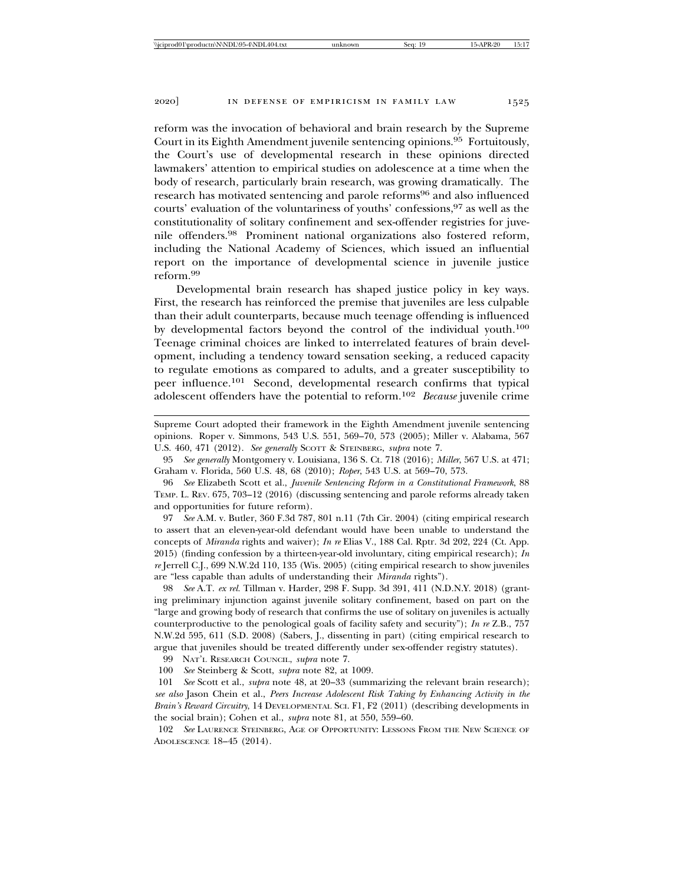reform was the invocation of behavioral and brain research by the Supreme Court in its Eighth Amendment juvenile sentencing opinions.[95] Fortuitously, the Court's use of developmental research in these opinions directed lawmakers' attention to empirical studies on adolescence at a time when the body of research, particularly brain research, was growing dramatically. The research has motivated sentencing and parole reforms[96] and also influenced courts' evaluation of the voluntariness of youths' confessions,[97] as well as the constitutionality of solitary confinement and sex-offender registries for juvenile offenders.[98] Prominent national organizations also fostered reform, including the National Academy of Sciences, which issued an influential report on the importance of developmental science in juvenile justice reform.[99]

Developmental brain research has shaped justice policy in key ways. First, the research has reinforced the premise that juveniles are less culpable than their adult counterparts, because much teenage offending is influenced by developmental factors beyond the control of the individual youth.[100] Teenage criminal choices are linked to interrelated features of brain development, including a tendency toward sensation seeking, a reduced capacity to regulate emotions as compared to adults, and a greater susceptibility to peer influence.[101] Second, developmental research confirms that typical adolescent offenders have the potential to reform.[102] *Because* juvenile crime

---

Supreme Court adopted their framework in the Eighth Amendment juvenile sentencing opinions. Roper v. Simmons, 543 U.S. 551, 569–70, 573 (2005); Miller v. Alabama, 567 U.S. 460, 471 (2012). *See generally* SCOTT & STEINBERG, *supra* note 7.

95 *See generally* Montgomery v. Louisiana, 136 S. Ct. 718 (2016); *Miller*, 567 U.S. at 471; Graham v. Florida, 560 U.S. 48, 68 (2010); *Roper*, 543 U.S. at 569–70, 573.

96 *See* Elizabeth Scott et al., *Juvenile Sentencing Reform in a Constitutional Framework*, 88 TEMP. L. REV. 675, 703–12 (2016) (discussing sentencing and parole reforms already taken and opportunities for future reform).

97 *See* A.M. v. Butler, 360 F.3d 787, 801 n.11 (7th Cir. 2004) (citing empirical research to assert that an eleven-year-old defendant would have been unable to understand the concepts of *Miranda* rights and waiver); *In re* Elias V., 188 Cal. Rptr. 3d 202, 224 (Ct. App. 2015) (finding confession by a thirteen-year-old involuntary, citing empirical research); *In re* Jerrell C.J., 699 N.W.2d 110, 135 (Wis. 2005) (citing empirical research to show juveniles are "less capable than adults of understanding their *Miranda* rights").

98 *See* A.T. *ex rel.* Tillman v. Harder, 298 F. Supp. 3d 391, 411 (N.D.N.Y. 2018) (granting preliminary injunction against juvenile solitary confinement, based on part on the "large and growing body of research that confirms the use of solitary on juveniles is actually counterproductive to the penological goals of facility safety and security"); *In re* Z.B., 757 N.W.2d 595, 611 (S.D. 2008) (Sabers, J., dissenting in part) (citing empirical research to argue that juveniles should be treated differently under sex-offender registry statutes).

99 NAT'L RESEARCH COUNCIL, *supra* note 7.

100 *See* Steinberg & Scott, *supra* note 82, at 1009.

101 *See* Scott et al., *supra* note 48, at 20–33 (summarizing the relevant brain research); *see also* Jason Chein et al., *Peers Increase Adolescent Risk Taking by Enhancing Activity in the Brain's Reward Circuitry*, 14 DEVELOPMENTAL SCI. F1, F2 (2011) (describing developments in the social brain); Cohen et al., *supra* note 81, at 550, 559–60.

102 *See* LAURENCE STEINBERG, AGE OF OPPORTUNITY: LESSONS FROM THE NEW SCIENCE OF ADOLESCENCE 18–45 (2014).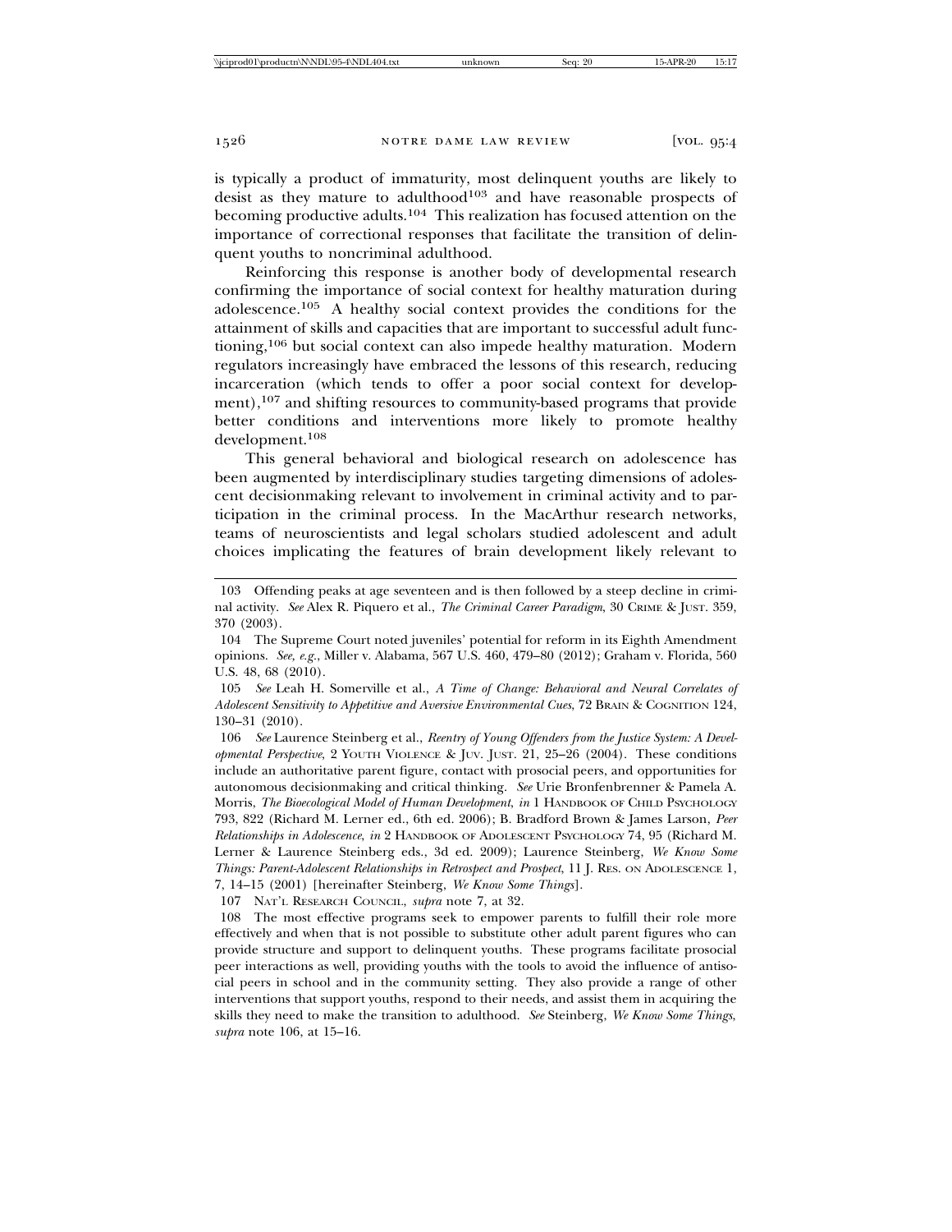is typically a product of immaturity, most delinquent youths are likely to desist as they mature to adulthood[103] and have reasonable prospects of becoming productive adults.[104] This realization has focused attention on the importance of correctional responses that facilitate the transition of delinquent youths to noncriminal adulthood.

Reinforcing this response is another body of developmental research confirming the importance of social context for healthy maturation during adolescence.[105] A healthy social context provides the conditions for the attainment of skills and capacities that are important to successful adult functioning,[106] but social context can also impede healthy maturation. Modern regulators increasingly have embraced the lessons of this research, reducing incarceration (which tends to offer a poor social context for development),[107] and shifting resources to community-based programs that provide better conditions and interventions more likely to promote healthy development.[108]

This general behavioral and biological research on adolescence has been augmented by interdisciplinary studies targeting dimensions of adolescent decisionmaking relevant to involvement in criminal activity and to participation in the criminal process. In the MacArthur research networks, teams of neuroscientists and legal scholars studied adolescent and adult choices implicating the features of brain development likely relevant to

---

103 Offending peaks at age seventeen and is then followed by a steep decline in criminal activity. *See* Alex R. Piquero et al., *The Criminal Career Paradigm*, 30 CRIME & JUST. 359, 370 (2003).

104 The Supreme Court noted juveniles' potential for reform in its Eighth Amendment opinions. *See, e.g.*, Miller v. Alabama, 567 U.S. 460, 479–80 (2012); Graham v. Florida, 560 U.S. 48, 68 (2010).

105 *See* Leah H. Somerville et al., *A Time of Change: Behavioral and Neural Correlates of Adolescent Sensitivity to Appetitive and Aversive Environmental Cues*, 72 BRAIN & COGNITION 124, 130–31 (2010).

106 *See* Laurence Steinberg et al., *Reentry of Young Offenders from the Justice System: A Developmental Perspective*, 2 YOUTH VIOLENCE & JUV. JUST. 21, 25–26 (2004). These conditions include an authoritative parent figure, contact with prosocial peers, and opportunities for autonomous decisionmaking and critical thinking. *See* Urie Bronfenbrenner & Pamela A. Morris, *The Bioecological Model of Human Development*, *in* 1 HANDBOOK OF CHILD PSYCHOLOGY 793, 822 (Richard M. Lerner ed., 6th ed. 2006); B. Bradford Brown & James Larson, *Peer Relationships in Adolescence*, *in* 2 HANDBOOK OF ADOLESCENT PSYCHOLOGY 74, 95 (Richard M. Lerner & Laurence Steinberg eds., 3d ed. 2009); Laurence Steinberg, *We Know Some Things: Parent-Adolescent Relationships in Retrospect and Prospect*, 11 J. RES. ON ADOLESCENCE 1, 7, 14–15 (2001) [hereinafter Steinberg, *We Know Some Things*].

107 NAT'L RESEARCH COUNCIL, *supra* note 7, at 32.

108 The most effective programs seek to empower parents to fulfill their role more effectively and when that is not possible to substitute other adult parent figures who can provide structure and support to delinquent youths. These programs facilitate prosocial peer interactions as well, providing youths with the tools to avoid the influence of antisocial peers in school and in the community setting. They also provide a range of other interventions that support youths, respond to their needs, and assist them in acquiring the skills they need to make the transition to adulthood. *See* Steinberg, *We Know Some Things*, *supra* note 106, at 15–16.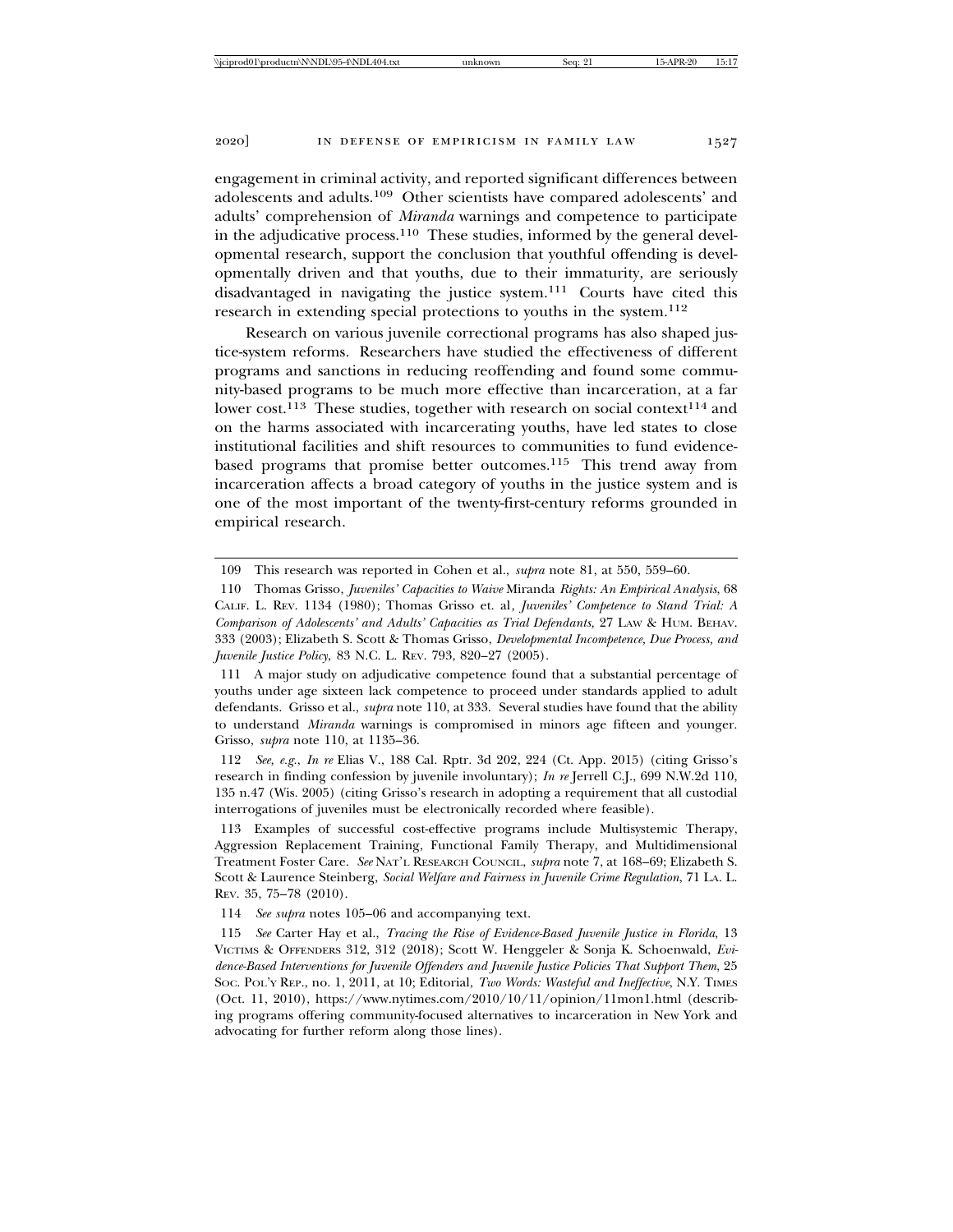engagement in criminal activity, and reported significant differences between adolescents and adults.[109] Other scientists have compared adolescents' and adults' comprehension of *Miranda* warnings and competence to participate in the adjudicative process.[110] These studies, informed by the general developmental research, support the conclusion that youthful offending is developmentally driven and that youths, due to their immaturity, are seriously disadvantaged in navigating the justice system.[111] Courts have cited this research in extending special protections to youths in the system.[112]

Research on various juvenile correctional programs has also shaped justice-system reforms. Researchers have studied the effectiveness of different programs and sanctions in reducing reoffending and found some community-based programs to be much more effective than incarceration, at a far lower cost.[113] These studies, together with research on social context[114] and on the harms associated with incarcerating youths, have led states to close institutional facilities and shift resources to communities to fund evidence-based programs that promise better outcomes.[115] This trend away from incarceration affects a broad category of youths in the justice system and is one of the most important of the twenty-first-century reforms grounded in empirical research.

---

109 This research was reported in Cohen et al., *supra* note 81, at 550, 559–60.

110 Thomas Grisso, *Juveniles' Capacities to Waive* Miranda *Rights: An Empirical Analysis*, 68 CALIF. L. REV. 1134 (1980); Thomas Grisso et. al, *Juveniles' Competence to Stand Trial: A Comparison of Adolescents' and Adults' Capacities as Trial Defendants,* 27 LAW & HUM. BEHAV. 333 (2003); Elizabeth S. Scott & Thomas Grisso, *Developmental Incompetence, Due Process, and Juvenile Justice Policy*, 83 N.C. L. REV. 793, 820–27 (2005).

111 A major study on adjudicative competence found that a substantial percentage of youths under age sixteen lack competence to proceed under standards applied to adult defendants. Grisso et al., *supra* note 110, at 333. Several studies have found that the ability to understand *Miranda* warnings is compromised in minors age fifteen and younger. Grisso, *supra* note 110, at 1135–36.

112 *See, e.g.*, *In re* Elias V., 188 Cal. Rptr. 3d 202, 224 (Ct. App. 2015) (citing Grisso's research in finding confession by juvenile involuntary); *In re* Jerrell C.J., 699 N.W.2d 110, 135 n.47 (Wis. 2005) (citing Grisso's research in adopting a requirement that all custodial interrogations of juveniles must be electronically recorded where feasible).

113 Examples of successful cost-effective programs include Multisystemic Therapy, Aggression Replacement Training, Functional Family Therapy, and Multidimensional Treatment Foster Care. *See* NAT'L RESEARCH COUNCIL, *supra* note 7, at 168–69; Elizabeth S. Scott & Laurence Steinberg, *Social Welfare and Fairness in Juvenile Crime Regulation*, 71 LA. L. REV. 35, 75–78 (2010).

114 *See supra* notes 105–06 and accompanying text.

115 *See* Carter Hay et al., *Tracing the Rise of Evidence-Based Juvenile Justice in Florida*, 13 VICTIMS & OFFENDERS 312, 312 (2018); Scott W. Henggeler & Sonja K. Schoenwald, *Evidence-Based Interventions for Juvenile Offenders and Juvenile Justice Policies That Support Them*, 25 SOC. POL'Y REP., no. 1, 2011, at 10; Editorial, *Two Words: Wasteful and Ineffective*, N.Y. TIMES (Oct. 11, 2010), https://www.nytimes.com/2010/10/11/opinion/11mon1.html (describing programs offering community-focused alternatives to incarceration in New York and advocating for further reform along those lines).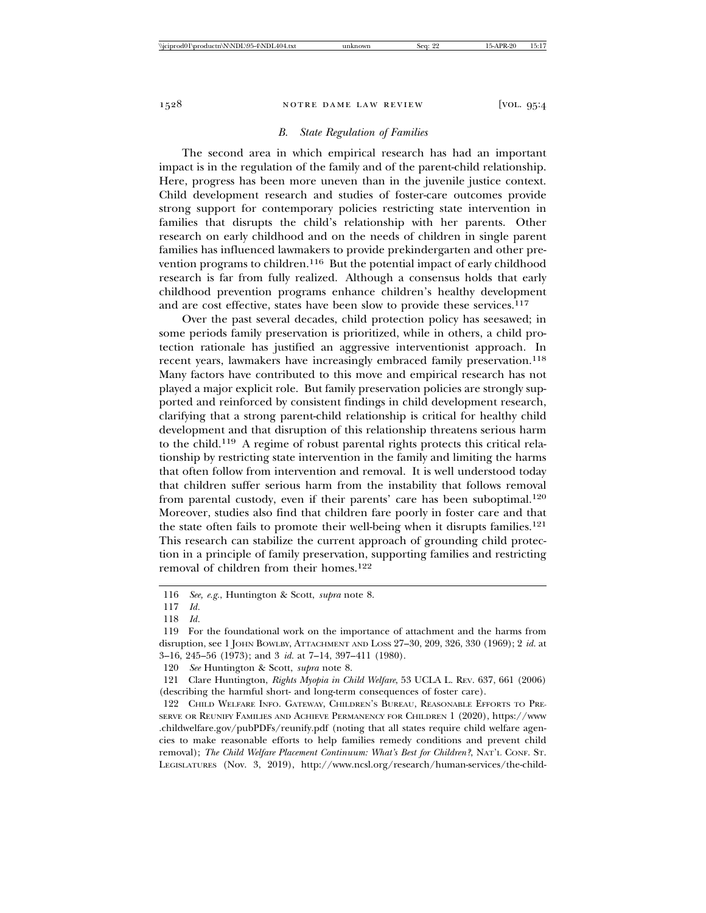### *B. State Regulation of Families*

The second area in which empirical research has had an important impact is in the regulation of the family and of the parent-child relationship. Here, progress has been more uneven than in the juvenile justice context. Child development research and studies of foster-care outcomes provide strong support for contemporary policies restricting state intervention in families that disrupts the child's relationship with her parents. Other research on early childhood and on the needs of children in single parent families has influenced lawmakers to provide prekindergarten and other prevention programs to children.[116] But the potential impact of early childhood research is far from fully realized. Although a consensus holds that early childhood prevention programs enhance children's healthy development and are cost effective, states have been slow to provide these services.[117]

Over the past several decades, child protection policy has seesawed; in some periods family preservation is prioritized, while in others, a child protection rationale has justified an aggressive interventionist approach. In recent years, lawmakers have increasingly embraced family preservation.[118] Many factors have contributed to this move and empirical research has not played a major explicit role. But family preservation policies are strongly supported and reinforced by consistent findings in child development research, clarifying that a strong parent-child relationship is critical for healthy child development and that disruption of this relationship threatens serious harm to the child.[119] A regime of robust parental rights protects this critical relationship by restricting state intervention in the family and limiting the harms that often follow from intervention and removal. It is well understood today that children suffer serious harm from the instability that follows removal from parental custody, even if their parents' care has been suboptimal.[120] Moreover, studies also find that children fare poorly in foster care and that the state often fails to promote their well-being when it disrupts families.[121] This research can stabilize the current approach of grounding child protection in a principle of family preservation, supporting families and restricting removal of children from their homes.[122]

---

116 *See, e.g.*, Huntington & Scott, *supra* note 8.

117 *Id.*

118 *Id.*

119 For the foundational work on the importance of attachment and the harms from disruption, see 1 JOHN BOWLBY, ATTACHMENT AND LOSS 27–30, 209, 326, 330 (1969); 2 *id.* at 3–16, 245–56 (1973); and 3 *id.* at 7–14, 397–411 (1980).

120 *See* Huntington & Scott, *supra* note 8.

121 Clare Huntington, *Rights Myopia in Child Welfare*, 53 UCLA L. REV. 637, 661 (2006) (describing the harmful short- and long-term consequences of foster care).

122 CHILD WELFARE INFO. GATEWAY, CHILDREN'S BUREAU, REASONABLE EFFORTS TO PRESERVE OR REUNIFY FAMILIES AND ACHIEVE PERMANENCY FOR CHILDREN 1 (2020), https://www.childwelfare.gov/pubPDFs/reunify.pdf (noting that all states require child welfare agencies to make reasonable efforts to help families remedy conditions and prevent child removal); *The Child Welfare Placement Continuum: What's Best for Children?*, NAT'L CONF. ST. LEGISLATURES (Nov. 3, 2019), http://www.ncsl.org/research/human-services/the-child-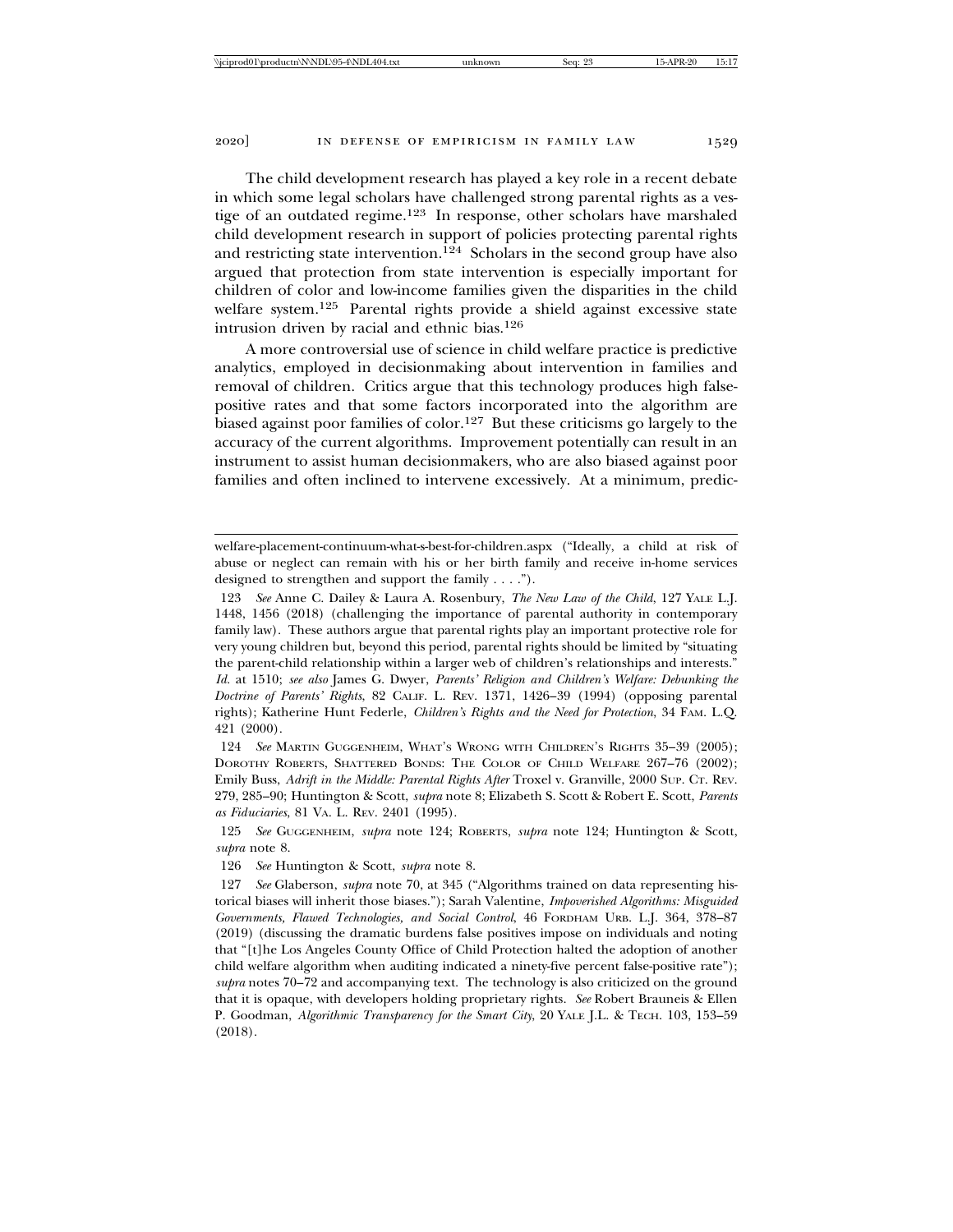The child development research has played a key role in a recent debate in which some legal scholars have challenged strong parental rights as a vestige of an outdated regime.[123] In response, other scholars have marshaled child development research in support of policies protecting parental rights and restricting state intervention.[124] Scholars in the second group have also argued that protection from state intervention is especially important for children of color and low-income families given the disparities in the child welfare system.[125] Parental rights provide a shield against excessive state intrusion driven by racial and ethnic bias.[126]

A more controversial use of science in child welfare practice is predictive analytics, employed in decisionmaking about intervention in families and removal of children. Critics argue that this technology produces high false-positive rates and that some factors incorporated into the algorithm are biased against poor families of color.[127] But these criticisms go largely to the accuracy of the current algorithms. Improvement potentially can result in an instrument to assist human decisionmakers, who are also biased against poor families and often inclined to intervene excessively. At a minimum, predic-

---

welfare-placement-continuum-what-s-best-for-children.aspx ("Ideally, a child at risk of abuse or neglect can remain with his or her birth family and receive in-home services designed to strengthen and support the family . . . .").

123 *See* Anne C. Dailey & Laura A. Rosenbury, *The New Law of the Child*, 127 YALE L.J. 1448, 1456 (2018) (challenging the importance of parental authority in contemporary family law). These authors argue that parental rights play an important protective role for very young children but, beyond this period, parental rights should be limited by "situating the parent-child relationship within a larger web of children's relationships and interests." *Id.* at 1510; *see also* James G. Dwyer, *Parents' Religion and Children's Welfare: Debunking the Doctrine of Parents' Rights*, 82 CALIF. L. REV. 1371, 1426–39 (1994) (opposing parental rights); Katherine Hunt Federle, *Children's Rights and the Need for Protection*, 34 FAM. L.Q. 421 (2000).

124 *See* MARTIN GUGGENHEIM, WHAT'S WRONG WITH CHILDREN'S RIGHTS 35–39 (2005); DOROTHY ROBERTS, SHATTERED BONDS: THE COLOR OF CHILD WELFARE 267–76 (2002); Emily Buss, *Adrift in the Middle: Parental Rights After* Troxel v. Granville, 2000 SUP. CT. REV. 279, 285–90; Huntington & Scott, *supra* note 8; Elizabeth S. Scott & Robert E. Scott, *Parents as Fiduciaries*, 81 VA. L. REV. 2401 (1995).

125 *See* GUGGENHEIM, *supra* note 124; ROBERTS, *supra* note 124; Huntington & Scott, *supra* note 8.

126 *See* Huntington & Scott, *supra* note 8.

127 *See* Glaberson, *supra* note 70, at 345 ("Algorithms trained on data representing historical biases will inherit those biases."); Sarah Valentine, *Impoverished Algorithms: Misguided Governments, Flawed Technologies, and Social Control*, 46 FORDHAM URB. L.J. 364, 378–87 (2019) (discussing the dramatic burdens false positives impose on individuals and noting that "[t]he Los Angeles County Office of Child Protection halted the adoption of another child welfare algorithm when auditing indicated a ninety-five percent false-positive rate"); *supra* notes 70–72 and accompanying text. The technology is also criticized on the ground that it is opaque, with developers holding proprietary rights. *See* Robert Brauneis & Ellen P. Goodman, *Algorithmic Transparency for the Smart City*, 20 YALE J.L. & TECH. 103, 153–59 (2018).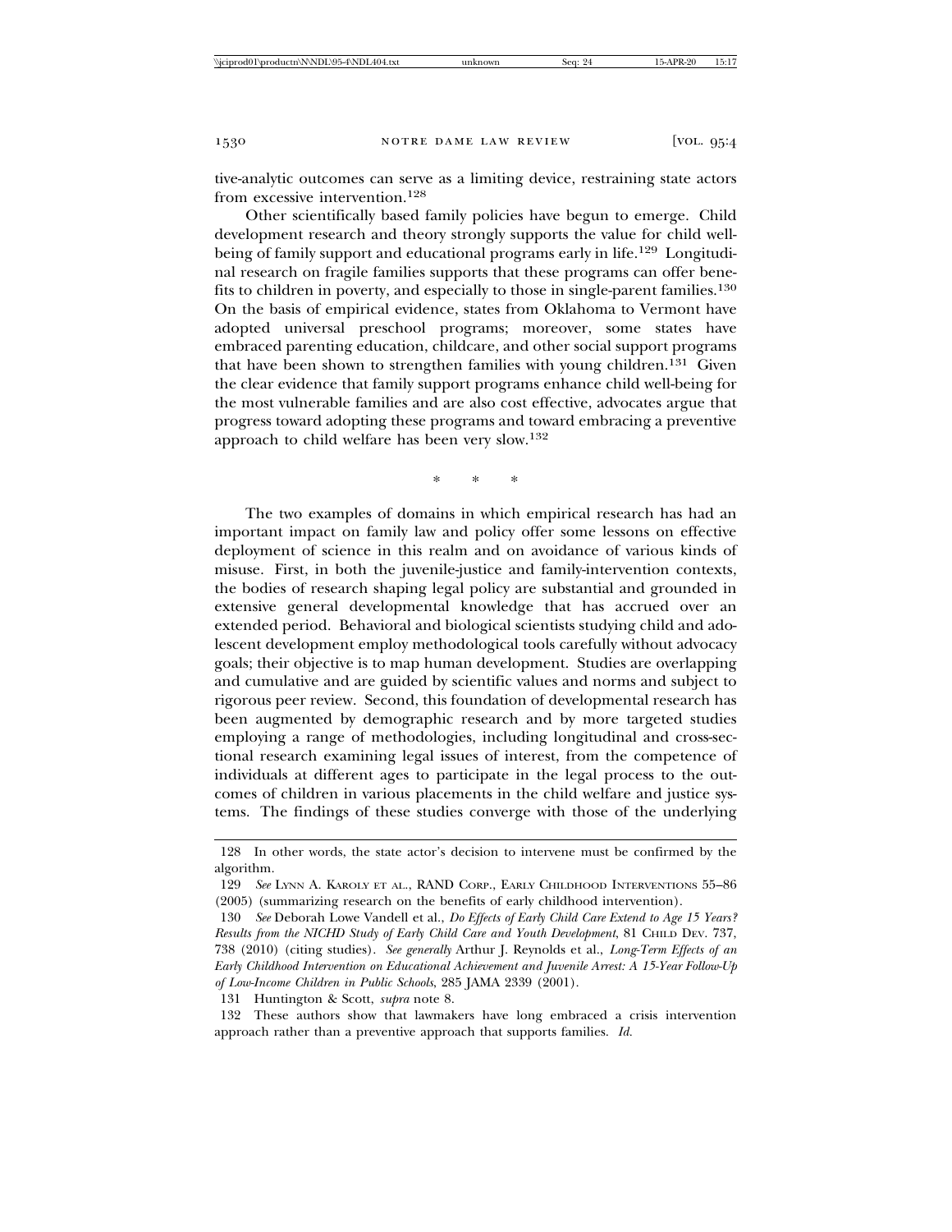tive-analytic outcomes can serve as a limiting device, restraining state actors from excessive intervention.[128]

Other scientifically based family policies have begun to emerge. Child development research and theory strongly supports the value for child well-being of family support and educational programs early in life.[129] Longitudinal research on fragile families supports that these programs can offer benefits to children in poverty, and especially to those in single-parent families.[130] On the basis of empirical evidence, states from Oklahoma to Vermont have adopted universal preschool programs; moreover, some states have embraced parenting education, childcare, and other social support programs that have been shown to strengthen families with young children.[131] Given the clear evidence that family support programs enhance child well-being for the most vulnerable families and are also cost effective, advocates argue that progress toward adopting these programs and toward embracing a preventive approach to child welfare has been very slow.[132]

\* \* \*

The two examples of domains in which empirical research has had an important impact on family law and policy offer some lessons on effective deployment of science in this realm and on avoidance of various kinds of misuse. First, in both the juvenile-justice and family-intervention contexts, the bodies of research shaping legal policy are substantial and grounded in extensive general developmental knowledge that has accrued over an extended period. Behavioral and biological scientists studying child and adolescent development employ methodological tools carefully without advocacy goals; their objective is to map human development. Studies are overlapping and cumulative and are guided by scientific values and norms and subject to rigorous peer review. Second, this foundation of developmental research has been augmented by demographic research and by more targeted studies employing a range of methodologies, including longitudinal and cross-sectional research examining legal issues of interest, from the competence of individuals at different ages to participate in the legal process to the outcomes of children in various placements in the child welfare and justice systems. The findings of these studies converge with those of the underlying

---

128 In other words, the state actor's decision to intervene must be confirmed by the algorithm.

129 *See* LYNN A. KAROLY ET AL., RAND CORP., EARLY CHILDHOOD INTERVENTIONS 55–86 (2005) (summarizing research on the benefits of early childhood intervention).

130 *See* Deborah Lowe Vandell et al., *Do Effects of Early Child Care Extend to Age 15 Years? Results from the NICHD Study of Early Child Care and Youth Development*, 81 CHILD DEV. 737, 738 (2010) (citing studies). *See generally* Arthur J. Reynolds et al., *Long-Term Effects of an Early Childhood Intervention on Educational Achievement and Juvenile Arrest: A 15-Year Follow-Up of Low-Income Children in Public Schools*, 285 JAMA 2339 (2001).

131 Huntington & Scott, *supra* note 8.

132 These authors show that lawmakers have long embraced a crisis intervention approach rather than a preventive approach that supports families. *Id.*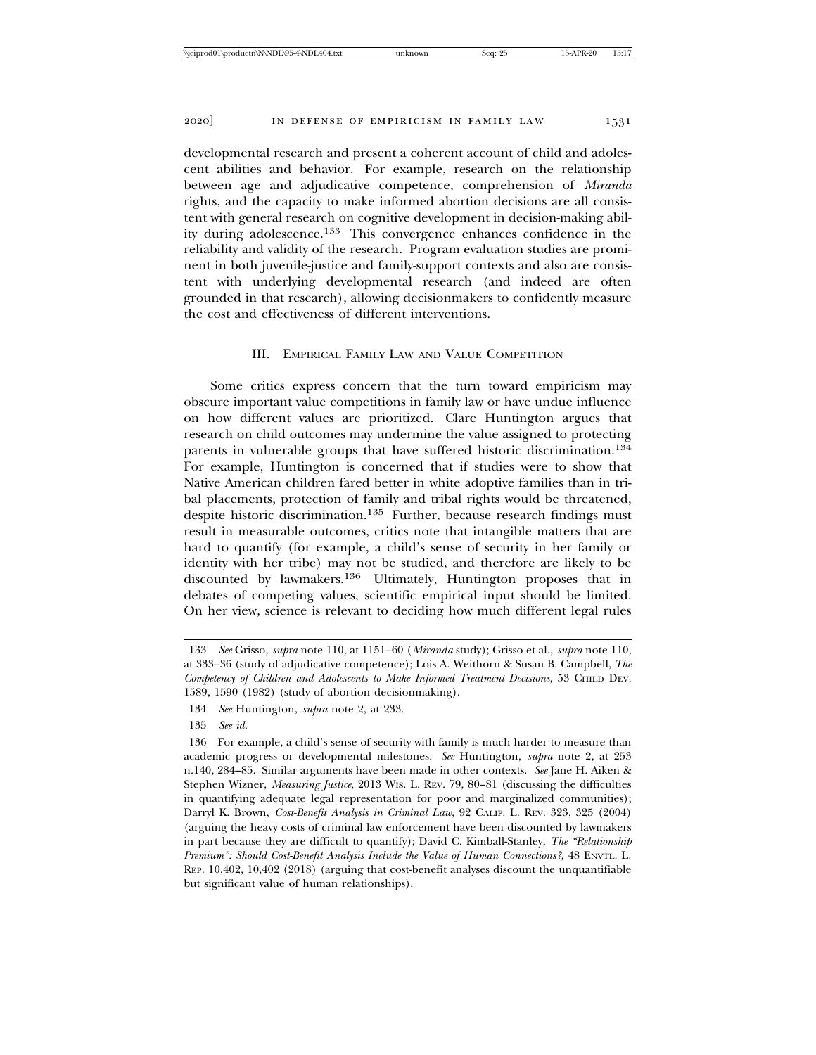developmental research and present a coherent account of child and adolescent abilities and behavior. For example, research on the relationship between age and adjudicative competence, comprehension of *Miranda* rights, and the capacity to make informed abortion decisions are all consistent with general research on cognitive development in decision-making ability during adolescence.[133] This convergence enhances confidence in the reliability and validity of the research. Program evaluation studies are prominent in both juvenile-justice and family-support contexts and also are consistent with underlying developmental research (and indeed are often grounded in that research), allowing decisionmakers to confidently measure the cost and effectiveness of different interventions.

## III. Empirical Family Law and Value Competition

Some critics express concern that the turn toward empiricism may obscure important value competitions in family law or have undue influence on how different values are prioritized. Clare Huntington argues that research on child outcomes may undermine the value assigned to protecting parents in vulnerable groups that have suffered historic discrimination.[134] For example, Huntington is concerned that if studies were to show that Native American children fared better in white adoptive families than in tribal placements, protection of family and tribal rights would be threatened, despite historic discrimination.[135] Further, because research findings must result in measurable outcomes, critics note that intangible matters that are hard to quantify (for example, a child's sense of security in her family or identity with her tribe) may not be studied, and therefore are likely to be discounted by lawmakers.[136] Ultimately, Huntington proposes that in debates of competing values, scientific empirical input should be limited. On her view, science is relevant to deciding how much different legal rules

---

133 *See* Grisso, *supra* note 110, at 1151–60 (*Miranda* study); Grisso et al., *supra* note 110, at 333–36 (study of adjudicative competence); Lois A. Weithorn & Susan B. Campbell, *The Competency of Children and Adolescents to Make Informed Treatment Decisions*, 53 Child Dev. 1589, 1590 (1982) (study of abortion decisionmaking).

134 *See* Huntington, *supra* note 2, at 233.

135 *See id.*

136 For example, a child's sense of security with family is much harder to measure than academic progress or developmental milestones. *See* Huntington, *supra* note 2, at 253 n.140, 284–85. Similar arguments have been made in other contexts. *See* Jane H. Aiken & Stephen Wizner, *Measuring Justice*, 2013 Wis. L. Rev. 79, 80–81 (discussing the difficulties in quantifying adequate legal representation for poor and marginalized communities); Darryl K. Brown, *Cost-Benefit Analysis in Criminal Law*, 92 Calif. L. Rev. 323, 325 (2004) (arguing the heavy costs of criminal law enforcement have been discounted by lawmakers in part because they are difficult to quantify); David C. Kimball-Stanley, *The "Relationship Premium": Should Cost-Benefit Analysis Include the Value of Human Connections?*, 48 Envtl. L. Rep. 10,402, 10,402 (2018) (arguing that cost-benefit analyses discount the unquantifiable but significant value of human relationships).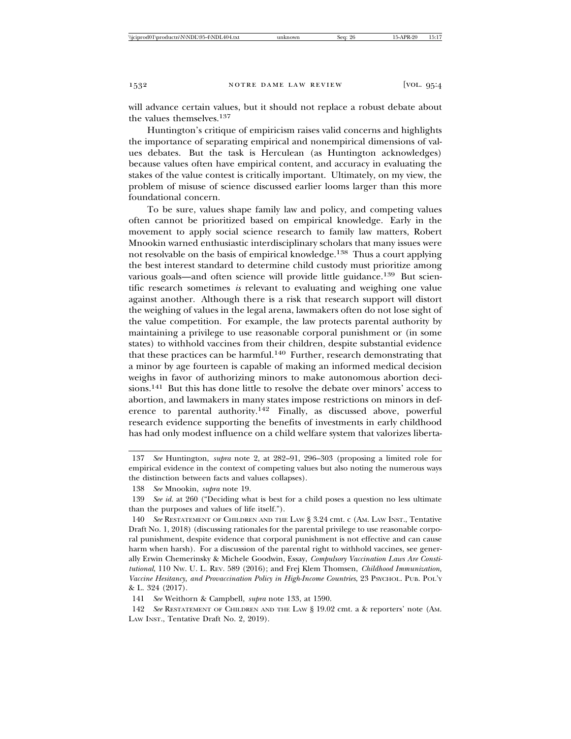will advance certain values, but it should not replace a robust debate about the values themselves.[137]

Huntington's critique of empiricism raises valid concerns and highlights the importance of separating empirical and nonempirical dimensions of values debates. But the task is Herculean (as Huntington acknowledges) because values often have empirical content, and accuracy in evaluating the stakes of the value contest is critically important. Ultimately, on my view, the problem of misuse of science discussed earlier looms larger than this more foundational concern.

To be sure, values shape family law and policy, and competing values often cannot be prioritized based on empirical knowledge. Early in the movement to apply social science research to family law matters, Robert Mnookin warned enthusiastic interdisciplinary scholars that many issues were not resolvable on the basis of empirical knowledge.[138] Thus a court applying the best interest standard to determine child custody must prioritize among various goals—and often science will provide little guidance.[139] But scientific research sometimes *is* relevant to evaluating and weighing one value against another. Although there is a risk that research support will distort the weighing of values in the legal arena, lawmakers often do not lose sight of the value competition. For example, the law protects parental authority by maintaining a privilege to use reasonable corporal punishment or (in some states) to withhold vaccines from their children, despite substantial evidence that these practices can be harmful.[140] Further, research demonstrating that a minor by age fourteen is capable of making an informed medical decision weighs in favor of authorizing minors to make autonomous abortion decisions.[141] But this has done little to resolve the debate over minors' access to abortion, and lawmakers in many states impose restrictions on minors in deference to parental authority.[142] Finally, as discussed above, powerful research evidence supporting the benefits of investments in early childhood has had only modest influence on a child welfare system that valorizes liberta-

---

137 *See* Huntington, *supra* note 2, at 282–91, 296–303 (proposing a limited role for empirical evidence in the context of competing values but also noting the numerous ways the distinction between facts and values collapses).

138 *See* Mnookin, *supra* note 19.

139 *See id.* at 260 ("Deciding what is best for a child poses a question no less ultimate than the purposes and values of life itself.").

140 *See* RESTATEMENT OF CHILDREN AND THE LAW § 3.24 cmt. c (AM. LAW INST., Tentative Draft No. 1, 2018) (discussing rationales for the parental privilege to use reasonable corporal punishment, despite evidence that corporal punishment is not effective and can cause harm when harsh). For a discussion of the parental right to withhold vaccines, see generally Erwin Chemerinsky & Michele Goodwin, Essay, *Compulsory Vaccination Laws Are Constitutional*, 110 NW. U. L. REV. 589 (2016); and Frej Klem Thomsen, *Childhood Immunization, Vaccine Hesitancy, and Provaccination Policy in High-Income Countries*, 23 PSYCHOL. PUB. POL'Y & L. 324 (2017).

141 *See* Weithorn & Campbell, *supra* note 133, at 1590.

142 *See* RESTATEMENT OF CHILDREN AND THE LAW § 19.02 cmt. a & reporters' note (AM. LAW INST., Tentative Draft No. 2, 2019).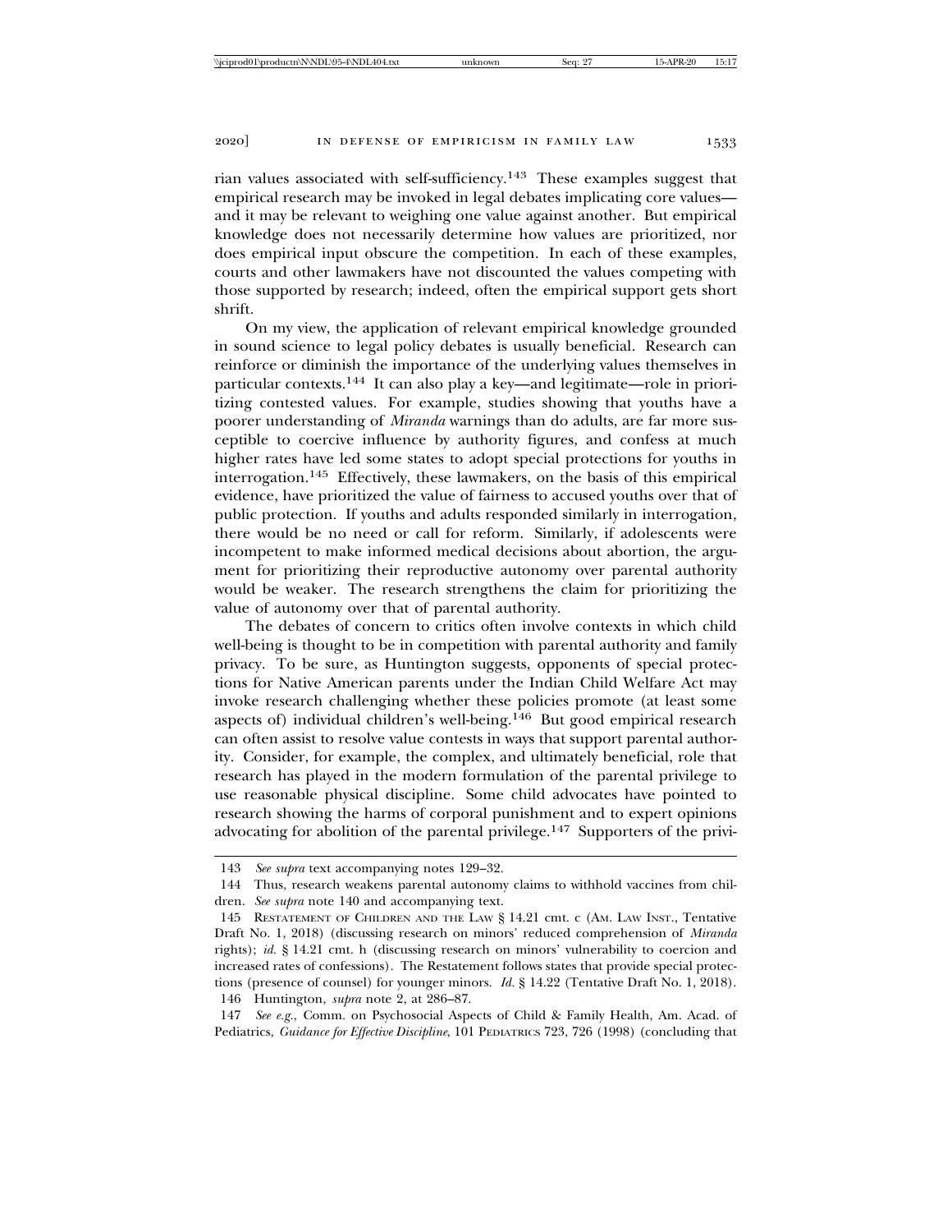rian values associated with self-sufficiency.[143] These examples suggest that empirical research may be invoked in legal debates implicating core values—and it may be relevant to weighing one value against another. But empirical knowledge does not necessarily determine how values are prioritized, nor does empirical input obscure the competition. In each of these examples, courts and other lawmakers have not discounted the values competing with those supported by research; indeed, often the empirical support gets short shrift.

On my view, the application of relevant empirical knowledge grounded in sound science to legal policy debates is usually beneficial. Research can reinforce or diminish the importance of the underlying values themselves in particular contexts.[144] It can also play a key—and legitimate—role in prioritizing contested values. For example, studies showing that youths have a poorer understanding of *Miranda* warnings than do adults, are far more susceptible to coercive influence by authority figures, and confess at much higher rates have led some states to adopt special protections for youths in interrogation.[145] Effectively, these lawmakers, on the basis of this empirical evidence, have prioritized the value of fairness to accused youths over that of public protection. If youths and adults responded similarly in interrogation, there would be no need or call for reform. Similarly, if adolescents were incompetent to make informed medical decisions about abortion, the argument for prioritizing their reproductive autonomy over parental authority would be weaker. The research strengthens the claim for prioritizing the value of autonomy over that of parental authority.

The debates of concern to critics often involve contexts in which child well-being is thought to be in competition with parental authority and family privacy. To be sure, as Huntington suggests, opponents of special protections for Native American parents under the Indian Child Welfare Act may invoke research challenging whether these policies promote (at least some aspects of) individual children's well-being.[146] But good empirical research can often assist to resolve value contests in ways that support parental authority. Consider, for example, the complex, and ultimately beneficial, role that research has played in the modern formulation of the parental privilege to use reasonable physical discipline. Some child advocates have pointed to research showing the harms of corporal punishment and to expert opinions advocating for abolition of the parental privilege.[147] Supporters of the privi-

---

143 *See supra* text accompanying notes 129–32.

144 Thus, research weakens parental autonomy claims to withhold vaccines from children. *See supra* note 140 and accompanying text.

145 RESTATEMENT OF CHILDREN AND THE LAW § 14.21 cmt. c (AM. LAW INST., Tentative Draft No. 1, 2018) (discussing research on minors' reduced comprehension of *Miranda* rights); *id.* § 14.21 cmt. h (discussing research on minors' vulnerability to coercion and increased rates of confessions). The Restatement follows states that provide special protections (presence of counsel) for younger minors. *Id.* § 14.22 (Tentative Draft No. 1, 2018).

146 Huntington, *supra* note 2, at 286–87.

147 *See e.g.*, Comm. on Psychosocial Aspects of Child & Family Health, Am. Acad. of Pediatrics, *Guidance for Effective Discipline*, 101 PEDIATRICS 723, 726 (1998) (concluding that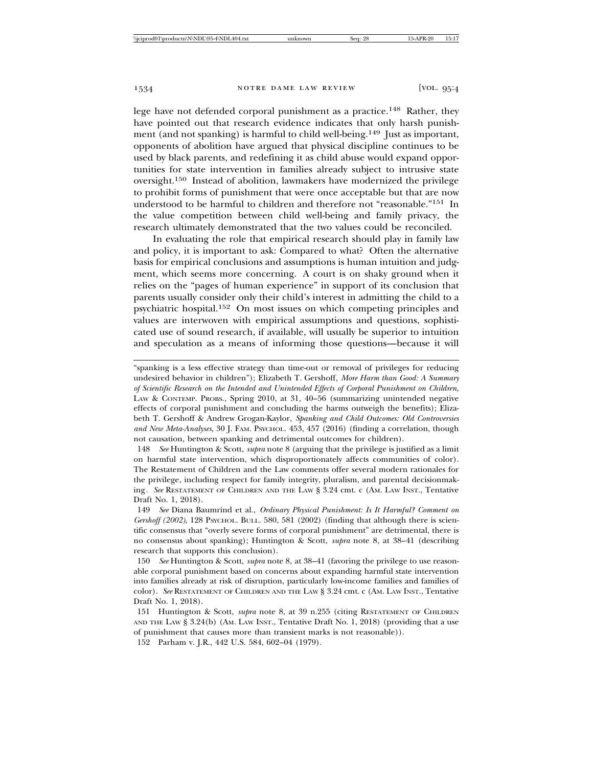lege have not defended corporal punishment as a practice.[148] Rather, they have pointed out that research evidence indicates that only harsh punishment (and not spanking) is harmful to child well-being.[149] Just as important, opponents of abolition have argued that physical discipline continues to be used by black parents, and redefining it as child abuse would expand opportunities for state intervention in families already subject to intrusive state oversight.[150] Instead of abolition, lawmakers have modernized the privilege to prohibit forms of punishment that were once acceptable but that are now understood to be harmful to children and therefore not "reasonable."[151] In the value competition between child well-being and family privacy, the research ultimately demonstrated that the two values could be reconciled.

In evaluating the role that empirical research should play in family law and policy, it is important to ask: Compared to what? Often the alternative basis for empirical conclusions and assumptions is human intuition and judgment, which seems more concerning. A court is on shaky ground when it relies on the "pages of human experience" in support of its conclusion that parents usually consider only their child's interest in admitting the child to a psychiatric hospital.[152] On most issues on which competing principles and values are interwoven with empirical assumptions and questions, sophisticated use of sound research, if available, will usually be superior to intuition and speculation as a means of informing those questions—because it will

---

"spanking is a less effective strategy than time-out or removal of privileges for reducing undesired behavior in children"); Elizabeth T. Gershoff, *More Harm than Good: A Summary of Scientific Research on the Intended and Unintended Effects of Corporal Punishment on Children*, LAW & CONTEMP. PROBS., Spring 2010, at 31, 40–56 (summarizing unintended negative effects of corporal punishment and concluding the harms outweigh the benefits); Elizabeth T. Gershoff & Andrew Grogan-Kaylor, *Spanking and Child Outcomes: Old Controversies and New Meta-Analyses*, 30 J. FAM. PSYCHOL. 453, 457 (2016) (finding a correlation, though not causation, between spanking and detrimental outcomes for children).

148 *See* Huntington & Scott, *supra* note 8 (arguing that the privilege is justified as a limit on harmful state intervention, which disproportionately affects communities of color). The Restatement of Children and the Law comments offer several modern rationales for the privilege, including respect for family integrity, pluralism, and parental decisionmaking. *See* RESTATEMENT OF CHILDREN AND THE LAW § 3.24 cmt. c (AM. LAW INST., Tentative Draft No. 1, 2018).

149 *See* Diana Baumrind et al., *Ordinary Physical Punishment: Is It Harmful? Comment on Gershoff (2002)*, 128 PSYCHOL. BULL. 580, 581 (2002) (finding that although there is scientific consensus that "overly severe forms of corporal punishment" are detrimental, there is no consensus about spanking); Huntington & Scott, *supra* note 8, at 38–41 (describing research that supports this conclusion).

150 *See* Huntington & Scott, *supra* note 8, at 38–41 (favoring the privilege to use reasonable corporal punishment based on concerns about expanding harmful state intervention into families already at risk of disruption, particularly low-income families and families of color). *See* RESTATEMENT OF CHILDREN AND THE LAW § 3.24 cmt. c (AM. LAW INST., Tentative Draft No. 1, 2018).

151 Huntington & Scott, *supra* note 8, at 39 n.255 (citing RESTATEMENT OF CHILDREN AND THE LAW § 3.24(b) (AM. LAW INST., Tentative Draft No. 1, 2018) (providing that a use of punishment that causes more than transient marks is not reasonable)).

152 Parham v. J.R., 442 U.S. 584, 602–04 (1979).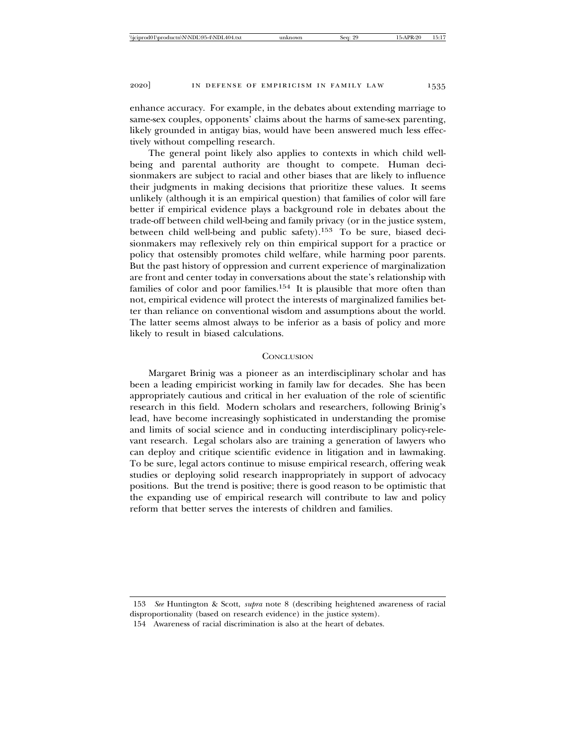enhance accuracy. For example, in the debates about extending marriage to same-sex couples, opponents' claims about the harms of same-sex parenting, likely grounded in antigay bias, would have been answered much less effectively without compelling research.

The general point likely also applies to contexts in which child well-being and parental authority are thought to compete. Human decisionmakers are subject to racial and other biases that are likely to influence their judgments in making decisions that prioritize these values. It seems unlikely (although it is an empirical question) that families of color will fare better if empirical evidence plays a background role in debates about the trade-off between child well-being and family privacy (or in the justice system, between child well-being and public safety).[153] To be sure, biased decisionmakers may reflexively rely on thin empirical support for a practice or policy that ostensibly promotes child welfare, while harming poor parents. But the past history of oppression and current experience of marginalization are front and center today in conversations about the state's relationship with families of color and poor families.[154] It is plausible that more often than not, empirical evidence will protect the interests of marginalized families better than reliance on conventional wisdom and assumptions about the world. The latter seems almost always to be inferior as a basis of policy and more likely to result in biased calculations.

## Conclusion

Margaret Brinig was a pioneer as an interdisciplinary scholar and has been a leading empiricist working in family law for decades. She has been appropriately cautious and critical in her evaluation of the role of scientific research in this field. Modern scholars and researchers, following Brinig's lead, have become increasingly sophisticated in understanding the promise and limits of social science and in conducting interdisciplinary policy-relevant research. Legal scholars also are training a generation of lawyers who can deploy and critique scientific evidence in litigation and in lawmaking. To be sure, legal actors continue to misuse empirical research, offering weak studies or deploying solid research inappropriately in support of advocacy positions. But the trend is positive; there is good reason to be optimistic that the expanding use of empirical research will contribute to law and policy reform that better serves the interests of children and families.

---

153 *See* Huntington & Scott, *supra* note 8 (describing heightened awareness of racial disproportionality (based on research evidence) in the justice system).

154 Awareness of racial discrimination is also at the heart of debates.